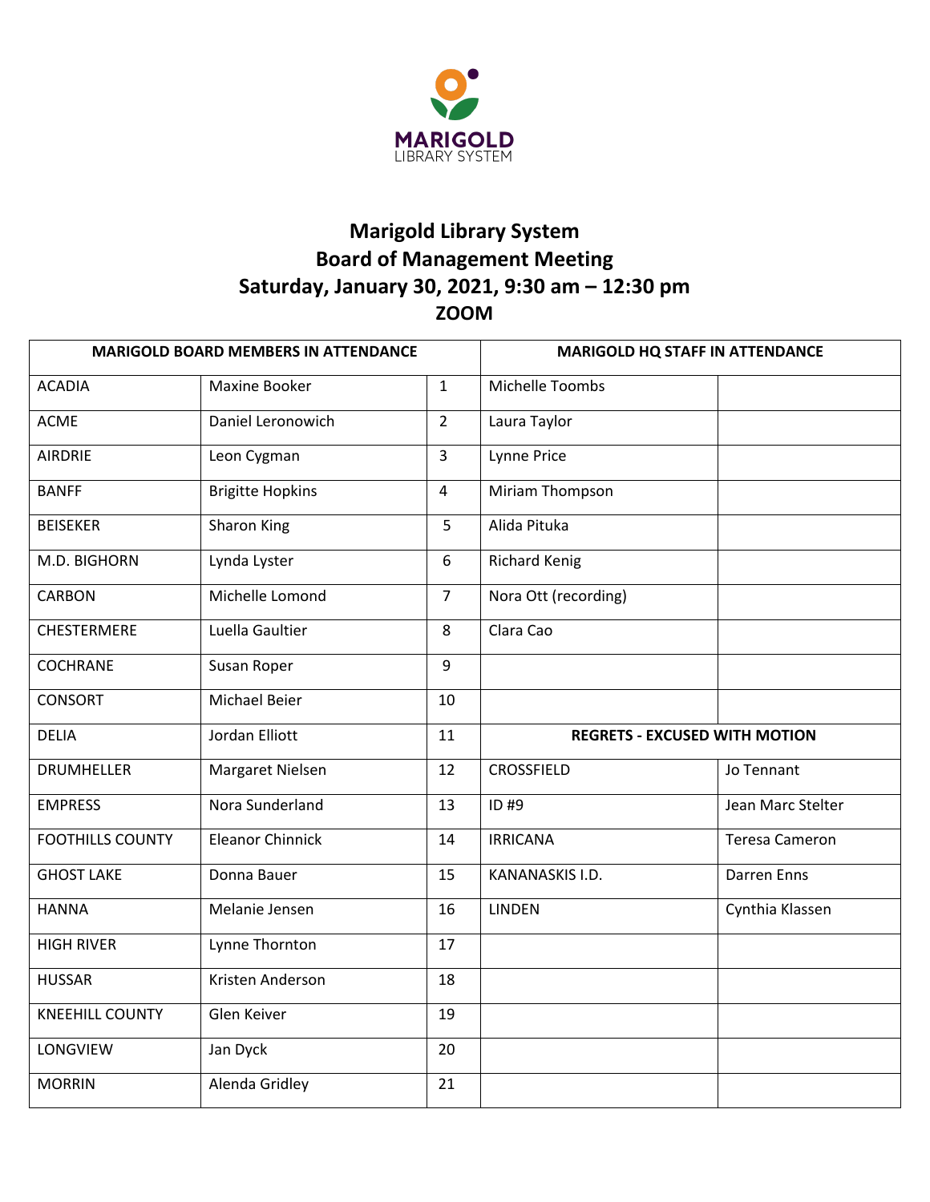MARIGOLD
LIBRARY SYSTEM

# Marigold Library System
## Board of Management Meeting
## Saturday, January 30, 2021, 9:30 am – 12:30 pm
## ZOOM

| MARIGOLD BOARD MEMBERS IN ATTENDANCE | | | MARIGOLD HQ STAFF IN ATTENDANCE | |
|---|---|---|---|---|
| ACADIA | Maxine Booker | 1 | Michelle Toombs | |
| ACME | Daniel Leronowich | 2 | Laura Taylor | |
| AIRDRIE | Leon Cygman | 3 | Lynne Price | |
| BANFF | Brigitte Hopkins | 4 | Miriam Thompson | |
| BEISEKER | Sharon King | 5 | Alida Pituka | |
| M.D. BIGHORN | Lynda Lyster | 6 | Richard Kenig | |
| CARBON | Michelle Lomond | 7 | Nora Ott (recording) | |
| CHESTERMERE | Luella Gaultier | 8 | Clara Cao | |
| COCHRANE | Susan Roper | 9 | | |
| CONSORT | Michael Beier | 10 | | |
| DELIA | Jordan Elliott | 11 | **REGRETS - EXCUSED WITH MOTION** | |
| DRUMHELLER | Margaret Nielsen | 12 | CROSSFIELD | Jo Tennant |
| EMPRESS | Nora Sunderland | 13 | ID #9 | Jean Marc Stelter |
| FOOTHILLS COUNTY | Eleanor Chinnick | 14 | IRRICANA | Teresa Cameron |
| GHOST LAKE | Donna Bauer | 15 | KANANASKIS I.D. | Darren Enns |
| HANNA | Melanie Jensen | 16 | LINDEN | Cynthia Klassen |
| HIGH RIVER | Lynne Thornton | 17 | | |
| HUSSAR | Kristen Anderson | 18 | | |
| KNEEHILL COUNTY | Glen Keiver | 19 | | |
| LONGVIEW | Jan Dyck | 20 | | |
| MORRIN | Alenda Gridley | 21 | | |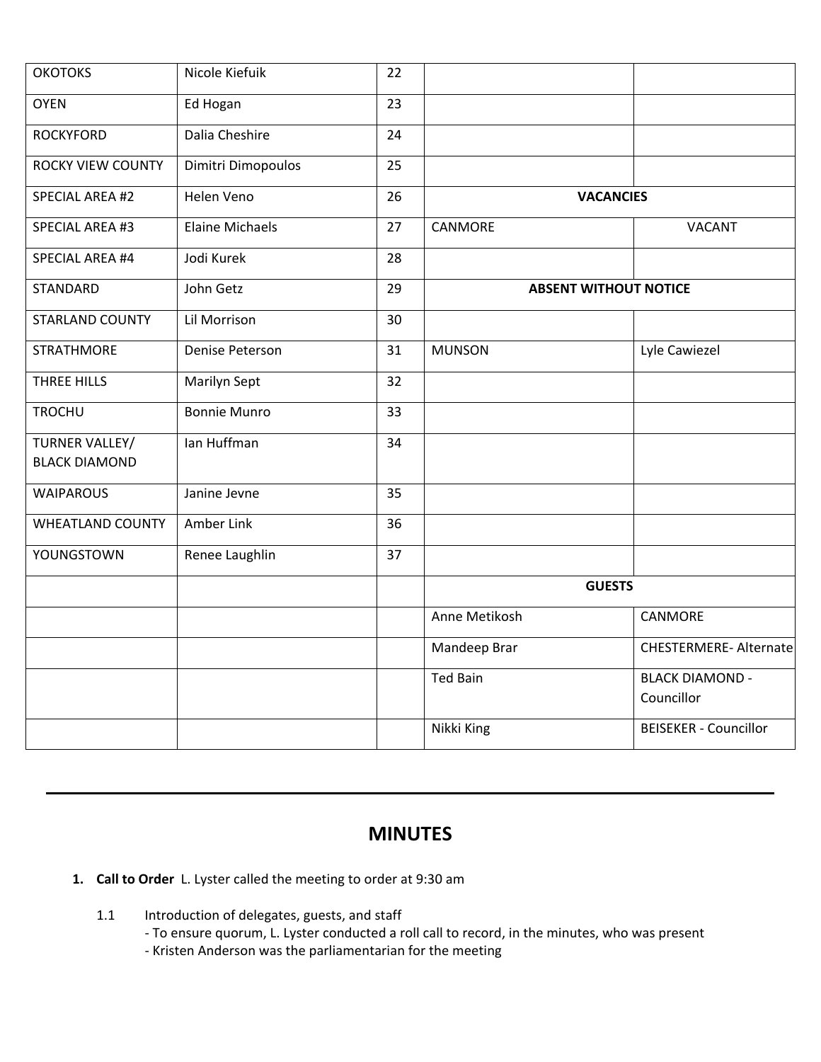| OKOTOKS | Nicole Kiefuik | 22 | | |
|---|---|---|---|---|
| OYEN | Ed Hogan | 23 | | |
| ROCKYFORD | Dalia Cheshire | 24 | | |
| ROCKY VIEW COUNTY | Dimitri Dimopoulos | 25 | | |
| SPECIAL AREA #2 | Helen Veno | 26 | **VACANCIES** | |
| SPECIAL AREA #3 | Elaine Michaels | 27 | CANMORE | VACANT |
| SPECIAL AREA #4 | Jodi Kurek | 28 | | |
| STANDARD | John Getz | 29 | **ABSENT WITHOUT NOTICE** | |
| STARLAND COUNTY | Lil Morrison | 30 | | |
| STRATHMORE | Denise Peterson | 31 | MUNSON | Lyle Cawiezel |
| THREE HILLS | Marilyn Sept | 32 | | |
| TROCHU | Bonnie Munro | 33 | | |
| TURNER VALLEY/ BLACK DIAMOND | Ian Huffman | 34 | | |
| WAIPAROUS | Janine Jevne | 35 | | |
| WHEATLAND COUNTY | Amber Link | 36 | | |
| YOUNGSTOWN | Renee Laughlin | 37 | | |
| | | | **GUESTS** | |
| | | | Anne Metikosh | CANMORE |
| | | | Mandeep Brar | CHESTERMERE- Alternate |
| | | | Ted Bain | BLACK DIAMOND - Councillor |
| | | | Nikki King | BEISEKER - Councillor |

---

## MINUTES

1. **Call to Order** L. Lyster called the meeting to order at 9:30 am

   1.1 Introduction of delegates, guests, and staff
   - To ensure quorum, L. Lyster conducted a roll call to record, in the minutes, who was present
   - Kristen Anderson was the parliamentarian for the meeting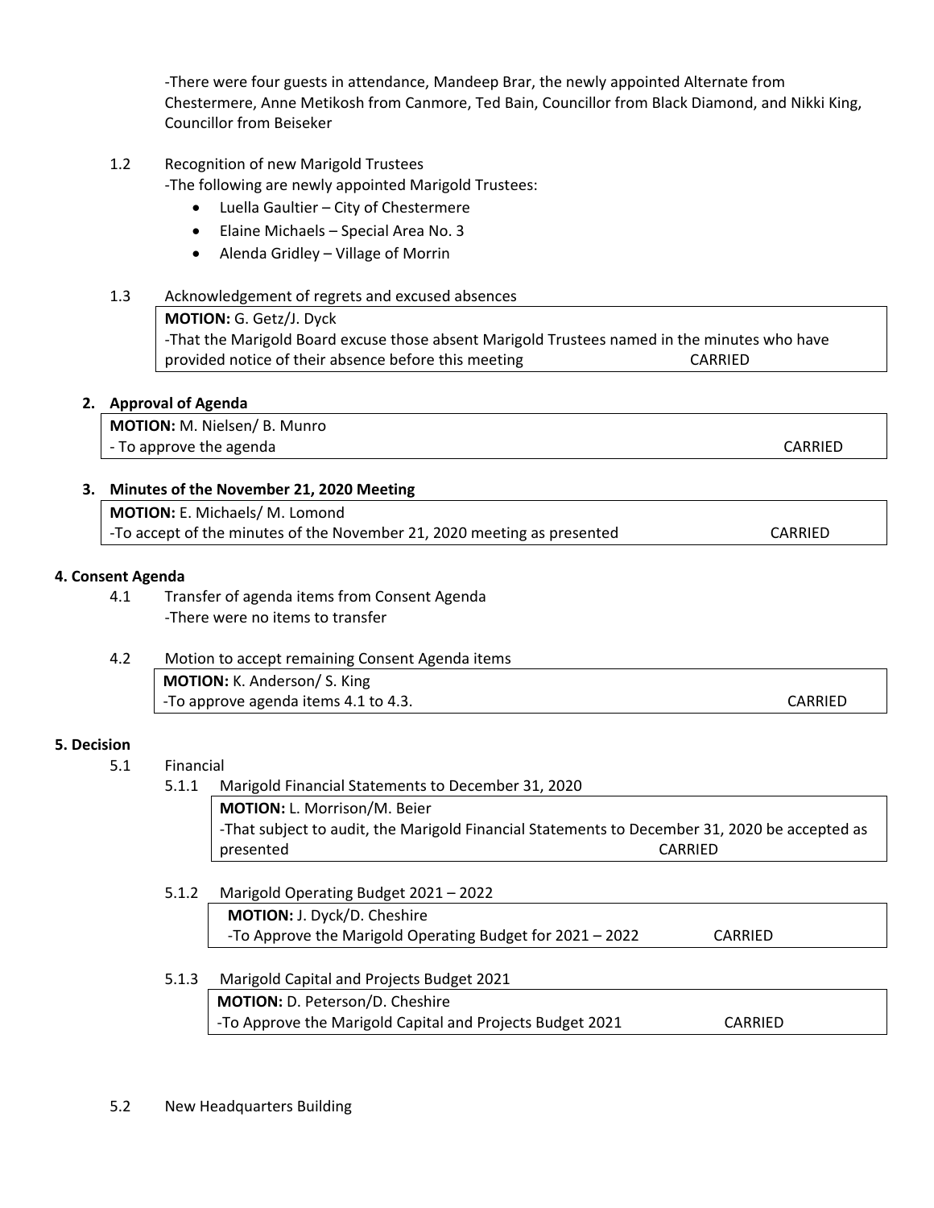-There were four guests in attendance, Mandeep Brar, the newly appointed Alternate from Chestermere, Anne Metikosh from Canmore, Ted Bain, Councillor from Black Diamond, and Nikki King, Councillor from Beiseker

1.2 Recognition of new Marigold Trustees

-The following are newly appointed Marigold Trustees:

- Luella Gaultier – City of Chestermere
- Elaine Michaels – Special Area No. 3
- Alenda Gridley – Village of Morrin

1.3 Acknowledgement of regrets and excused absences

**MOTION:** G. Getz/J. Dyck
-That the Marigold Board excuse those absent Marigold Trustees named in the minutes who have provided notice of their absence before this meeting CARRIED

## 2. Approval of Agenda

**MOTION:** M. Nielsen/ B. Munro
- To approve the agenda CARRIED

## 3. Minutes of the November 21, 2020 Meeting

**MOTION:** E. Michaels/ M. Lomond
-To accept of the minutes of the November 21, 2020 meeting as presented CARRIED

## 4. Consent Agenda

4.1 Transfer of agenda items from Consent Agenda

-There were no items to transfer

4.2 Motion to accept remaining Consent Agenda items

**MOTION:** K. Anderson/ S. King
-To approve agenda items 4.1 to 4.3. CARRIED

## 5. Decision

5.1 Financial

5.1.1 Marigold Financial Statements to December 31, 2020

**MOTION:** L. Morrison/M. Beier
-That subject to audit, the Marigold Financial Statements to December 31, 2020 be accepted as presented CARRIED

5.1.2 Marigold Operating Budget 2021 – 2022

**MOTION:** J. Dyck/D. Cheshire
-To Approve the Marigold Operating Budget for 2021 – 2022 CARRIED

5.1.3 Marigold Capital and Projects Budget 2021

**MOTION:** D. Peterson/D. Cheshire
-To Approve the Marigold Capital and Projects Budget 2021 CARRIED

5.2 New Headquarters Building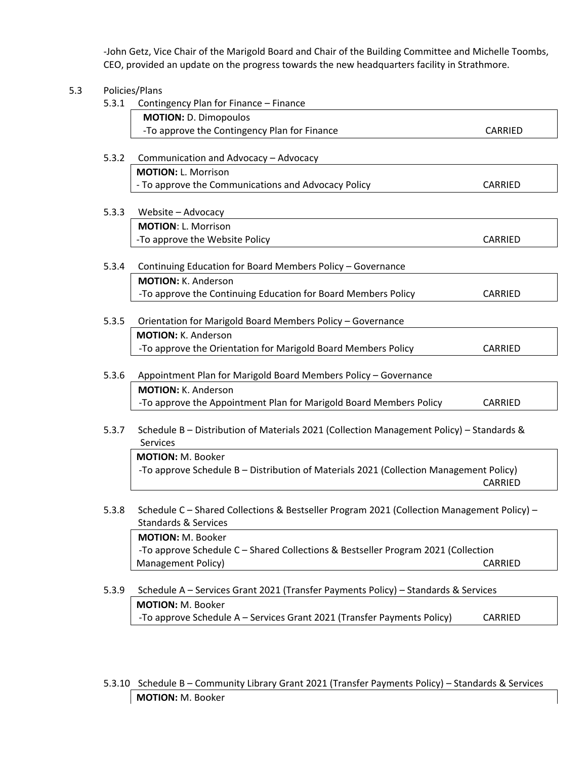-John Getz, Vice Chair of the Marigold Board and Chair of the Building Committee and Michelle Toombs, CEO, provided an update on the progress towards the new headquarters facility in Strathmore.

5.3 Policies/Plans

5.3.1 Contingency Plan for Finance – Finance

| **MOTION:** D. Dimopoulos | |
|---|---|
| -To approve the Contingency Plan for Finance | CARRIED |

5.3.2 Communication and Advocacy – Advocacy

| **MOTION:** L. Morrison | |
|---|---|
| - To approve the Communications and Advocacy Policy | CARRIED |

5.3.3 Website – Advocacy

| **MOTION**: L. Morrison | |
|---|---|
| -To approve the Website Policy | CARRIED |

5.3.4 Continuing Education for Board Members Policy – Governance

| **MOTION:** K. Anderson | |
|---|---|
| -To approve the Continuing Education for Board Members Policy | CARRIED |

5.3.5 Orientation for Marigold Board Members Policy – Governance

| **MOTION:** K. Anderson | |
|---|---|
| -To approve the Orientation for Marigold Board Members Policy | CARRIED |

5.3.6 Appointment Plan for Marigold Board Members Policy – Governance

| **MOTION:** K. Anderson | |
|---|---|
| -To approve the Appointment Plan for Marigold Board Members Policy | CARRIED |

5.3.7 Schedule B – Distribution of Materials 2021 (Collection Management Policy) – Standards & Services

| **MOTION:** M. Booker | |
|---|---|
| -To approve Schedule B – Distribution of Materials 2021 (Collection Management Policy) | CARRIED |

5.3.8 Schedule C – Shared Collections & Bestseller Program 2021 (Collection Management Policy) – Standards & Services

| **MOTION:** M. Booker | |
|---|---|
| -To approve Schedule C – Shared Collections & Bestseller Program 2021 (Collection Management Policy) | CARRIED |

5.3.9 Schedule A – Services Grant 2021 (Transfer Payments Policy) – Standards & Services

| **MOTION:** M. Booker | |
|---|---|
| -To approve Schedule A – Services Grant 2021 (Transfer Payments Policy) | CARRIED |

5.3.10 Schedule B – Community Library Grant 2021 (Transfer Payments Policy) – Standards & Services

**MOTION:** M. Booker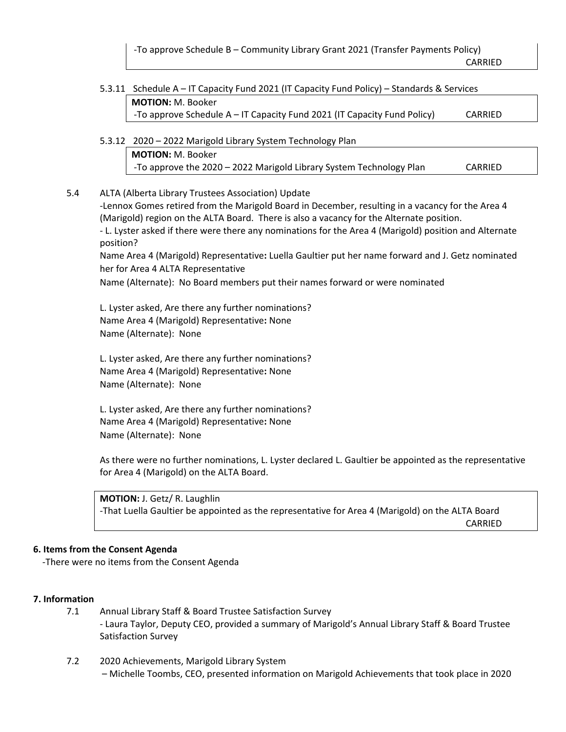-To approve Schedule B – Community Library Grant 2021 (Transfer Payments Policy) CARRIED

5.3.11 Schedule A – IT Capacity Fund 2021 (IT Capacity Fund Policy) – Standards & Services

**MOTION:** M. Booker
-To approve Schedule A – IT Capacity Fund 2021 (IT Capacity Fund Policy) CARRIED

5.3.12 2020 – 2022 Marigold Library System Technology Plan

**MOTION:** M. Booker
-To approve the 2020 – 2022 Marigold Library System Technology Plan CARRIED

5.4 ALTA (Alberta Library Trustees Association) Update

-Lennox Gomes retired from the Marigold Board in December, resulting in a vacancy for the Area 4 (Marigold) region on the ALTA Board. There is also a vacancy for the Alternate position.

- L. Lyster asked if there were there any nominations for the Area 4 (Marigold) position and Alternate position?

Name Area 4 (Marigold) Representative**:** Luella Gaultier put her name forward and J. Getz nominated her for Area 4 ALTA Representative

Name (Alternate): No Board members put their names forward or were nominated

L. Lyster asked, Are there any further nominations?
Name Area 4 (Marigold) Representative**:** None
Name (Alternate): None

L. Lyster asked, Are there any further nominations?
Name Area 4 (Marigold) Representative**:** None
Name (Alternate): None

L. Lyster asked, Are there any further nominations?
Name Area 4 (Marigold) Representative**:** None
Name (Alternate): None

As there were no further nominations, L. Lyster declared L. Gaultier be appointed as the representative for Area 4 (Marigold) on the ALTA Board.

**MOTION:** J. Getz/ R. Laughlin
-That Luella Gaultier be appointed as the representative for Area 4 (Marigold) on the ALTA Board CARRIED

**6. Items from the Consent Agenda**

-There were no items from the Consent Agenda

**7. Information**

7.1 Annual Library Staff & Board Trustee Satisfaction Survey
- Laura Taylor, Deputy CEO, provided a summary of Marigold's Annual Library Staff & Board Trustee Satisfaction Survey

7.2 2020 Achievements, Marigold Library System
– Michelle Toombs, CEO, presented information on Marigold Achievements that took place in 2020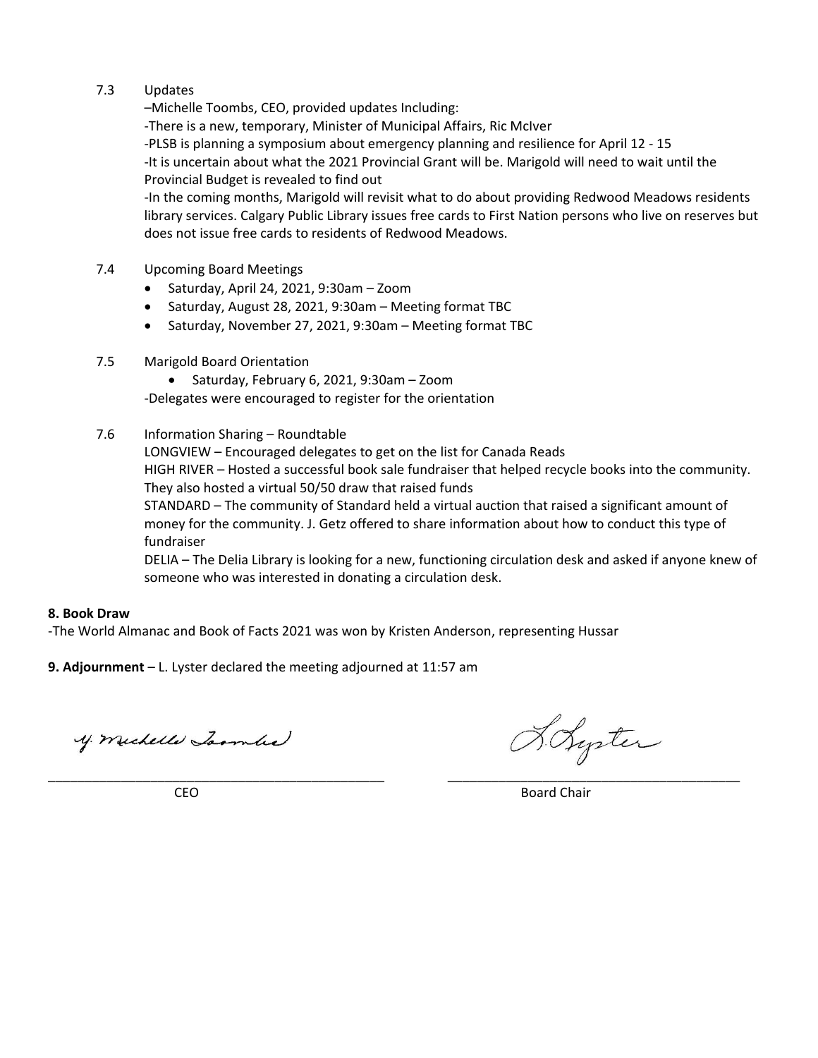7.3 Updates

–Michelle Toombs, CEO, provided updates Including:

-There is a new, temporary, Minister of Municipal Affairs, Ric McIver

-PLSB is planning a symposium about emergency planning and resilience for April 12 - 15

-It is uncertain about what the 2021 Provincial Grant will be. Marigold will need to wait until the Provincial Budget is revealed to find out

-In the coming months, Marigold will revisit what to do about providing Redwood Meadows residents library services. Calgary Public Library issues free cards to First Nation persons who live on reserves but does not issue free cards to residents of Redwood Meadows.

7.4 Upcoming Board Meetings

- Saturday, April 24, 2021, 9:30am – Zoom
- Saturday, August 28, 2021, 9:30am – Meeting format TBC
- Saturday, November 27, 2021, 9:30am – Meeting format TBC

7.5 Marigold Board Orientation

- Saturday, February 6, 2021, 9:30am – Zoom

-Delegates were encouraged to register for the orientation

7.6 Information Sharing – Roundtable

LONGVIEW – Encouraged delegates to get on the list for Canada Reads

HIGH RIVER – Hosted a successful book sale fundraiser that helped recycle books into the community. They also hosted a virtual 50/50 draw that raised funds

STANDARD – The community of Standard held a virtual auction that raised a significant amount of money for the community. J. Getz offered to share information about how to conduct this type of fundraiser

DELIA – The Delia Library is looking for a new, functioning circulation desk and asked if anyone knew of someone who was interested in donating a circulation desk.

**8. Book Draw**

-The World Almanac and Book of Facts 2021 was won by Kristen Anderson, representing Hussar

**9. Adjournment** – L. Lyster declared the meeting adjourned at 11:57 am

Y. Michelle Toombs

\_\_\_\_\_\_\_\_\_\_\_\_\_\_\_\_\_\_\_\_\_\_\_\_\_\_\_\_\_\_\_\_\_\_\_\_\_\_\_\_\_\_\_\_\_

CEO

L. Lyster

\_\_\_\_\_\_\_\_\_\_\_\_\_\_\_\_\_\_\_\_\_\_\_\_\_\_\_\_\_\_\_\_\_\_\_\_\_\_\_\_

Board Chair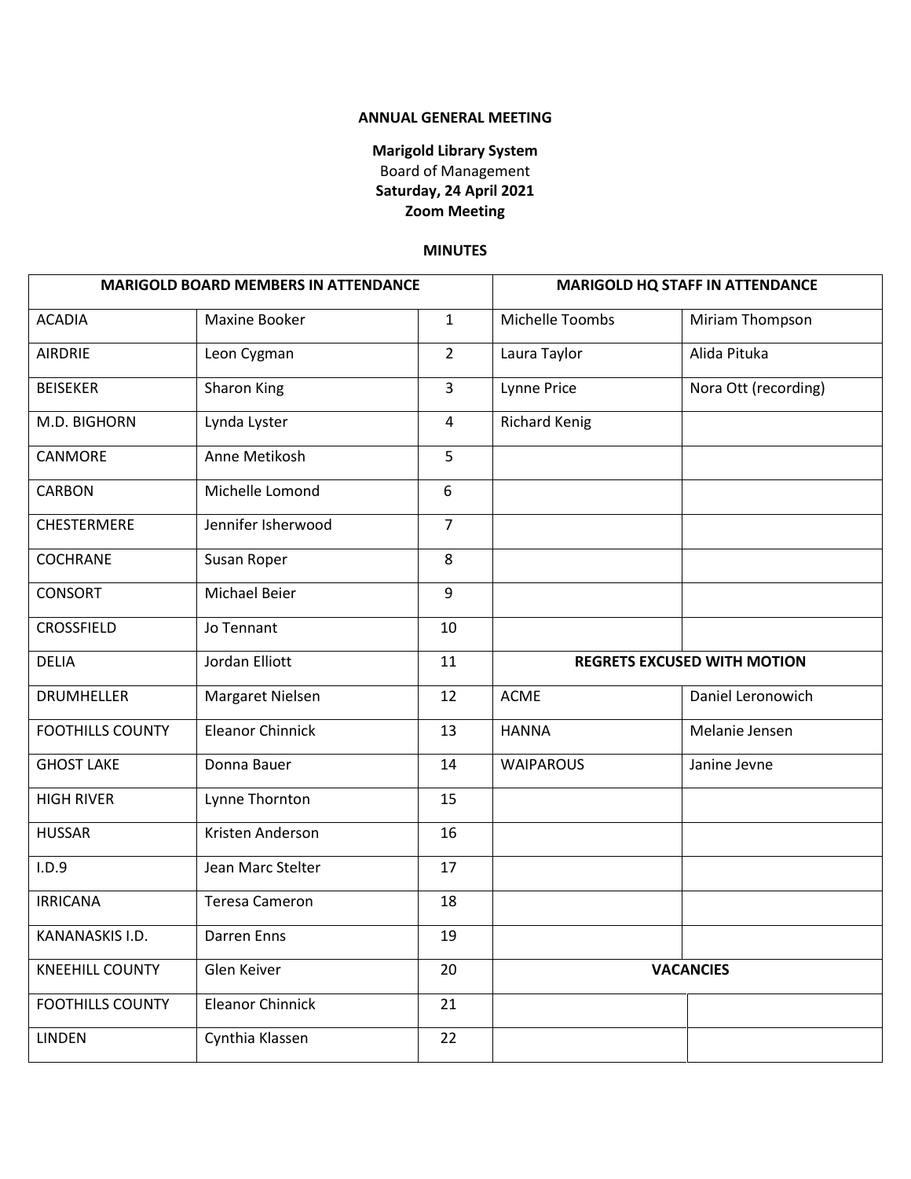**ANNUAL GENERAL MEETING**

**Marigold Library System**
Board of Management
**Saturday, 24 April 2021**
**Zoom Meeting**

**MINUTES**

| MARIGOLD BOARD MEMBERS IN ATTENDANCE | | | MARIGOLD HQ STAFF IN ATTENDANCE | |
|---|---|---|---|---|
| ACADIA | Maxine Booker | 1 | Michelle Toombs | Miriam Thompson |
| AIRDRIE | Leon Cygman | 2 | Laura Taylor | Alida Pituka |
| BEISEKER | Sharon King | 3 | Lynne Price | Nora Ott (recording) |
| M.D. BIGHORN | Lynda Lyster | 4 | Richard Kenig | |
| CANMORE | Anne Metikosh | 5 | | |
| CARBON | Michelle Lomond | 6 | | |
| CHESTERMERE | Jennifer Isherwood | 7 | | |
| COCHRANE | Susan Roper | 8 | | |
| CONSORT | Michael Beier | 9 | | |
| CROSSFIELD | Jo Tennant | 10 | | |
| DELIA | Jordan Elliott | 11 | **REGRETS EXCUSED WITH MOTION** | |
| DRUMHELLER | Margaret Nielsen | 12 | ACME | Daniel Leronowich |
| FOOTHILLS COUNTY | Eleanor Chinnick | 13 | HANNA | Melanie Jensen |
| GHOST LAKE | Donna Bauer | 14 | WAIPAROUS | Janine Jevne |
| HIGH RIVER | Lynne Thornton | 15 | | |
| HUSSAR | Kristen Anderson | 16 | | |
| I.D.9 | Jean Marc Stelter | 17 | | |
| IRRICANA | Teresa Cameron | 18 | | |
| KANANASKIS I.D. | Darren Enns | 19 | | |
| KNEEHILL COUNTY | Glen Keiver | 20 | **VACANCIES** | |
| FOOTHILLS COUNTY | Eleanor Chinnick | 21 | | |
| LINDEN | Cynthia Klassen | 22 | | |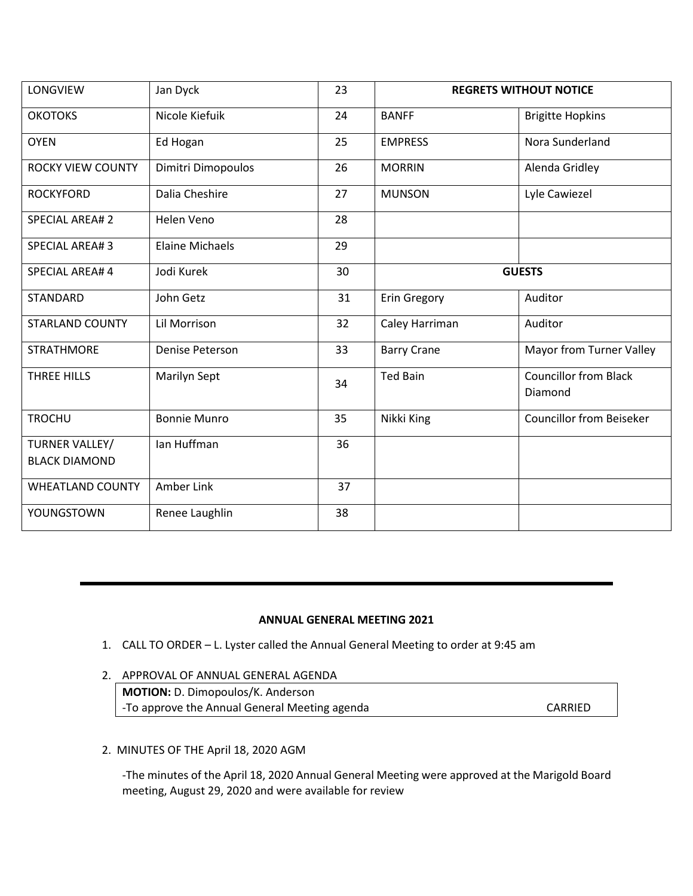| LONGVIEW | Jan Dyck | 23 | **REGRETS WITHOUT NOTICE** | |
|---|---|---|---|---|
| OKOTOKS | Nicole Kiefuik | 24 | BANFF | Brigitte Hopkins |
| OYEN | Ed Hogan | 25 | EMPRESS | Nora Sunderland |
| ROCKY VIEW COUNTY | Dimitri Dimopoulos | 26 | MORRIN | Alenda Gridley |
| ROCKYFORD | Dalia Cheshire | 27 | MUNSON | Lyle Cawiezel |
| SPECIAL AREA# 2 | Helen Veno | 28 | | |
| SPECIAL AREA# 3 | Elaine Michaels | 29 | | |
| SPECIAL AREA# 4 | Jodi Kurek | 30 | **GUESTS** | |
| STANDARD | John Getz | 31 | Erin Gregory | Auditor |
| STARLAND COUNTY | Lil Morrison | 32 | Caley Harriman | Auditor |
| STRATHMORE | Denise Peterson | 33 | Barry Crane | Mayor from Turner Valley |
| THREE HILLS | Marilyn Sept | 34 | Ted Bain | Councillor from Black Diamond |
| TROCHU | Bonnie Munro | 35 | Nikki King | Councillor from Beiseker |
| TURNER VALLEY/ BLACK DIAMOND | Ian Huffman | 36 | | |
| WHEATLAND COUNTY | Amber Link | 37 | | |
| YOUNGSTOWN | Renee Laughlin | 38 | | |

---

**ANNUAL GENERAL MEETING 2021**

1. CALL TO ORDER – L. Lyster called the Annual General Meeting to order at 9:45 am

2. APPROVAL OF ANNUAL GENERAL AGENDA

**MOTION:** D. Dimopoulos/K. Anderson
-To approve the Annual General Meeting agenda CARRIED

2. MINUTES OF THE April 18, 2020 AGM

-The minutes of the April 18, 2020 Annual General Meeting were approved at the Marigold Board meeting, August 29, 2020 and were available for review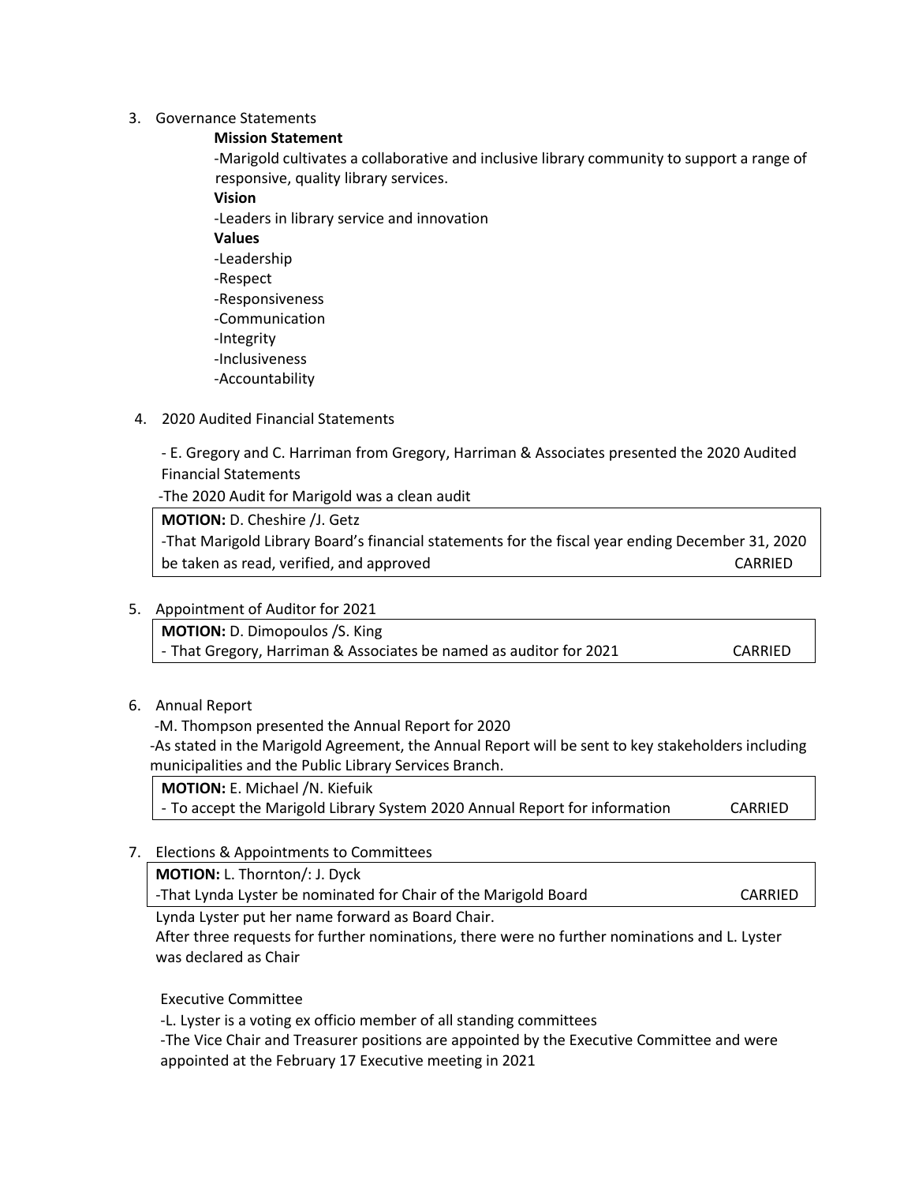3. Governance Statements

   **Mission Statement**

   -Marigold cultivates a collaborative and inclusive library community to support a range of responsive, quality library services.

   **Vision**

   -Leaders in library service and innovation

   **Values**

   -Leadership
   -Respect
   -Responsiveness
   -Communication
   -Integrity
   -Inclusiveness
   -Accountability

4. 2020 Audited Financial Statements

   - E. Gregory and C. Harriman from Gregory, Harriman & Associates presented the 2020 Audited Financial Statements

   -The 2020 Audit for Marigold was a clean audit

   **MOTION:** D. Cheshire /J. Getz
   -That Marigold Library Board's financial statements for the fiscal year ending December 31, 2020 be taken as read, verified, and approved CARRIED

5. Appointment of Auditor for 2021

   **MOTION:** D. Dimopoulos /S. King
   - That Gregory, Harriman & Associates be named as auditor for 2021 CARRIED

6. Annual Report

   -M. Thompson presented the Annual Report for 2020

   -As stated in the Marigold Agreement, the Annual Report will be sent to key stakeholders including municipalities and the Public Library Services Branch.

   **MOTION:** E. Michael /N. Kiefuik
   - To accept the Marigold Library System 2020 Annual Report for information CARRIED

7. Elections & Appointments to Committees

   **MOTION:** L. Thornton/: J. Dyck
   -That Lynda Lyster be nominated for Chair of the Marigold Board CARRIED

   Lynda Lyster put her name forward as Board Chair.

   After three requests for further nominations, there were no further nominations and L. Lyster was declared as Chair

   Executive Committee

   -L. Lyster is a voting ex officio member of all standing committees

   -The Vice Chair and Treasurer positions are appointed by the Executive Committee and were appointed at the February 17 Executive meeting in 2021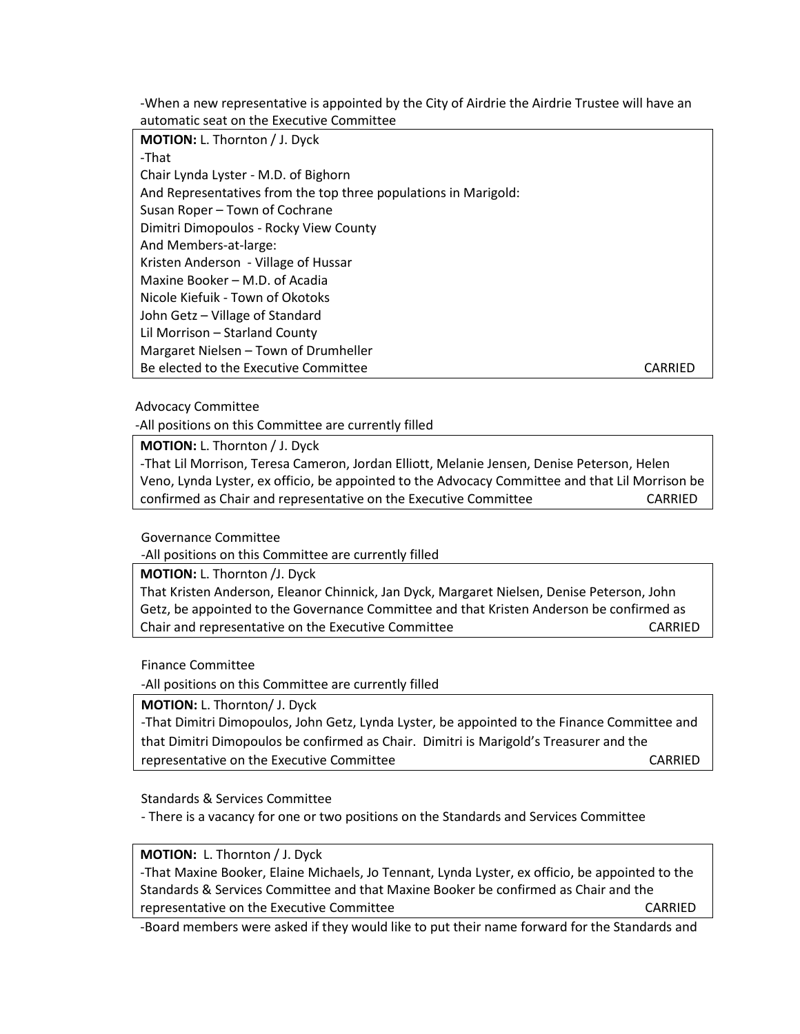-When a new representative is appointed by the City of Airdrie the Airdrie Trustee will have an automatic seat on the Executive Committee

**MOTION:** L. Thornton / J. Dyck
-That
Chair Lynda Lyster - M.D. of Bighorn
And Representatives from the top three populations in Marigold:
Susan Roper – Town of Cochrane
Dimitri Dimopoulos - Rocky View County
And Members-at-large:
Kristen Anderson - Village of Hussar
Maxine Booker – M.D. of Acadia
Nicole Kiefuik - Town of Okotoks
John Getz – Village of Standard
Lil Morrison – Starland County
Margaret Nielsen – Town of Drumheller
Be elected to the Executive Committee CARRIED

Advocacy Committee
-All positions on this Committee are currently filled

**MOTION:** L. Thornton / J. Dyck
-That Lil Morrison, Teresa Cameron, Jordan Elliott, Melanie Jensen, Denise Peterson, Helen Veno, Lynda Lyster, ex officio, be appointed to the Advocacy Committee and that Lil Morrison be confirmed as Chair and representative on the Executive Committee CARRIED

Governance Committee
-All positions on this Committee are currently filled

**MOTION:** L. Thornton /J. Dyck
That Kristen Anderson, Eleanor Chinnick, Jan Dyck, Margaret Nielsen, Denise Peterson, John Getz, be appointed to the Governance Committee and that Kristen Anderson be confirmed as Chair and representative on the Executive Committee CARRIED

Finance Committee
-All positions on this Committee are currently filled

**MOTION:** L. Thornton/ J. Dyck
-That Dimitri Dimopoulos, John Getz, Lynda Lyster, be appointed to the Finance Committee and that Dimitri Dimopoulos be confirmed as Chair. Dimitri is Marigold's Treasurer and the representative on the Executive Committee CARRIED

Standards & Services Committee
- There is a vacancy for one or two positions on the Standards and Services Committee

**MOTION:** L. Thornton / J. Dyck
-That Maxine Booker, Elaine Michaels, Jo Tennant, Lynda Lyster, ex officio, be appointed to the Standards & Services Committee and that Maxine Booker be confirmed as Chair and the representative on the Executive Committee CARRIED

-Board members were asked if they would like to put their name forward for the Standards and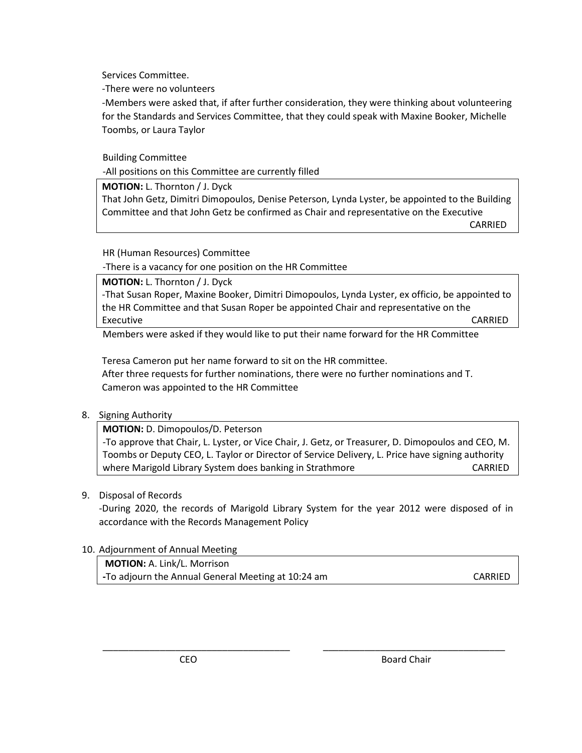Services Committee.

-There were no volunteers

-Members were asked that, if after further consideration, they were thinking about volunteering for the Standards and Services Committee, that they could speak with Maxine Booker, Michelle Toombs, or Laura Taylor

Building Committee

-All positions on this Committee are currently filled

> **MOTION:** L. Thornton / J. Dyck
> That John Getz, Dimitri Dimopoulos, Denise Peterson, Lynda Lyster, be appointed to the Building Committee and that John Getz be confirmed as Chair and representative on the Executive
> CARRIED

HR (Human Resources) Committee

-There is a vacancy for one position on the HR Committee

> **MOTION:** L. Thornton / J. Dyck
> -That Susan Roper, Maxine Booker, Dimitri Dimopoulos, Lynda Lyster, ex officio, be appointed to the HR Committee and that Susan Roper be appointed Chair and representative on the Executive
> CARRIED

Members were asked if they would like to put their name forward for the HR Committee

Teresa Cameron put her name forward to sit on the HR committee.
After three requests for further nominations, there were no further nominations and T. Cameron was appointed to the HR Committee

8. Signing Authority

> **MOTION:** D. Dimopoulos/D. Peterson
> -To approve that Chair, L. Lyster, or Vice Chair, J. Getz, or Treasurer, D. Dimopoulos and CEO, M. Toombs or Deputy CEO, L. Taylor or Director of Service Delivery, L. Price have signing authority where Marigold Library System does banking in Strathmore
> CARRIED

9. Disposal of Records

   -During 2020, the records of Marigold Library System for the year 2012 were disposed of in accordance with the Records Management Policy

10. Adjournment of Annual Meeting

> **MOTION:** A. Link/L. Morrison
> -To adjourn the Annual General Meeting at 10:24 am
> CARRIED

\_\_\_\_\_\_\_\_\_\_\_\_\_\_\_\_\_\_\_\_\_\_\_\_\_\_\_\_\_\_\_\_\_\_ &nbsp;&nbsp;&nbsp;&nbsp; \_\_\_\_\_\_\_\_\_\_\_\_\_\_\_\_\_\_\_\_\_\_\_\_\_\_\_\_\_\_\_\_\_\_

CEO &nbsp;&nbsp;&nbsp;&nbsp;&nbsp;&nbsp;&nbsp;&nbsp;&nbsp;&nbsp;&nbsp;&nbsp;&nbsp;&nbsp;&nbsp;&nbsp;&nbsp;&nbsp;&nbsp;&nbsp;&nbsp;&nbsp;&nbsp;&nbsp;&nbsp;&nbsp;&nbsp;&nbsp;&nbsp;&nbsp; Board Chair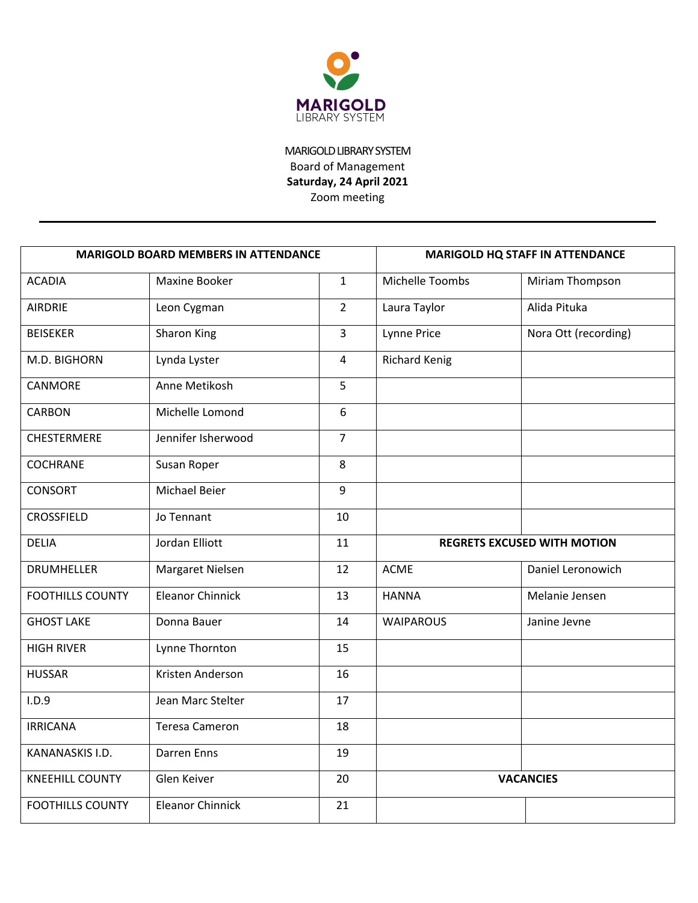MARIGOLD
LIBRARY SYSTEM

MARIGOLD LIBRARY SYSTEM
Board of Management
**Saturday, 24 April 2021**
Zoom meeting

---

| MARIGOLD BOARD MEMBERS IN ATTENDANCE | | | MARIGOLD HQ STAFF IN ATTENDANCE | |
|---|---|---|---|---|
| ACADIA | Maxine Booker | 1 | Michelle Toombs | Miriam Thompson |
| AIRDRIE | Leon Cygman | 2 | Laura Taylor | Alida Pituka |
| BEISEKER | Sharon King | 3 | Lynne Price | Nora Ott (recording) |
| M.D. BIGHORN | Lynda Lyster | 4 | Richard Kenig | |
| CANMORE | Anne Metikosh | 5 | | |
| CARBON | Michelle Lomond | 6 | | |
| CHESTERMERE | Jennifer Isherwood | 7 | | |
| COCHRANE | Susan Roper | 8 | | |
| CONSORT | Michael Beier | 9 | | |
| CROSSFIELD | Jo Tennant | 10 | | |
| DELIA | Jordan Elliott | 11 | **REGRETS EXCUSED WITH MOTION** | |
| DRUMHELLER | Margaret Nielsen | 12 | ACME | Daniel Leronowich |
| FOOTHILLS COUNTY | Eleanor Chinnick | 13 | HANNA | Melanie Jensen |
| GHOST LAKE | Donna Bauer | 14 | WAIPAROUS | Janine Jevne |
| HIGH RIVER | Lynne Thornton | 15 | | |
| HUSSAR | Kristen Anderson | 16 | | |
| I.D.9 | Jean Marc Stelter | 17 | | |
| IRRICANA | Teresa Cameron | 18 | | |
| KANANASKIS I.D. | Darren Enns | 19 | | |
| KNEEHILL COUNTY | Glen Keiver | 20 | **VACANCIES** | |
| FOOTHILLS COUNTY | Eleanor Chinnick | 21 | | |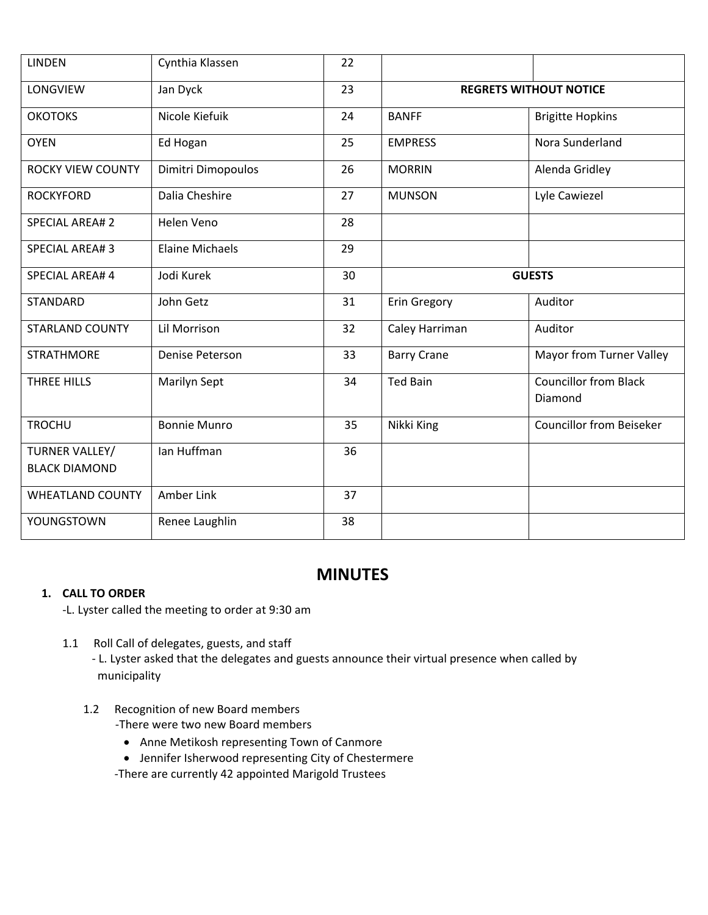| LINDEN | Cynthia Klassen | 22 | | |
|---|---|---|---|---|
| LONGVIEW | Jan Dyck | 23 | **REGRETS WITHOUT NOTICE** | |
| OKOTOKS | Nicole Kiefuik | 24 | BANFF | Brigitte Hopkins |
| OYEN | Ed Hogan | 25 | EMPRESS | Nora Sunderland |
| ROCKY VIEW COUNTY | Dimitri Dimopoulos | 26 | MORRIN | Alenda Gridley |
| ROCKYFORD | Dalia Cheshire | 27 | MUNSON | Lyle Cawiezel |
| SPECIAL AREA# 2 | Helen Veno | 28 | | |
| SPECIAL AREA# 3 | Elaine Michaels | 29 | | |
| SPECIAL AREA# 4 | Jodi Kurek | 30 | **GUESTS** | |
| STANDARD | John Getz | 31 | Erin Gregory | Auditor |
| STARLAND COUNTY | Lil Morrison | 32 | Caley Harriman | Auditor |
| STRATHMORE | Denise Peterson | 33 | Barry Crane | Mayor from Turner Valley |
| THREE HILLS | Marilyn Sept | 34 | Ted Bain | Councillor from Black Diamond |
| TROCHU | Bonnie Munro | 35 | Nikki King | Councillor from Beiseker |
| TURNER VALLEY/ BLACK DIAMOND | Ian Huffman | 36 | | |
| WHEATLAND COUNTY | Amber Link | 37 | | |
| YOUNGSTOWN | Renee Laughlin | 38 | | |

## MINUTES

**1. CALL TO ORDER**

-L. Lyster called the meeting to order at 9:30 am

1.1 Roll Call of delegates, guests, and staff

- L. Lyster asked that the delegates and guests announce their virtual presence when called by municipality

1.2 Recognition of new Board members

-There were two new Board members

- Anne Metikosh representing Town of Canmore
- Jennifer Isherwood representing City of Chestermere

-There are currently 42 appointed Marigold Trustees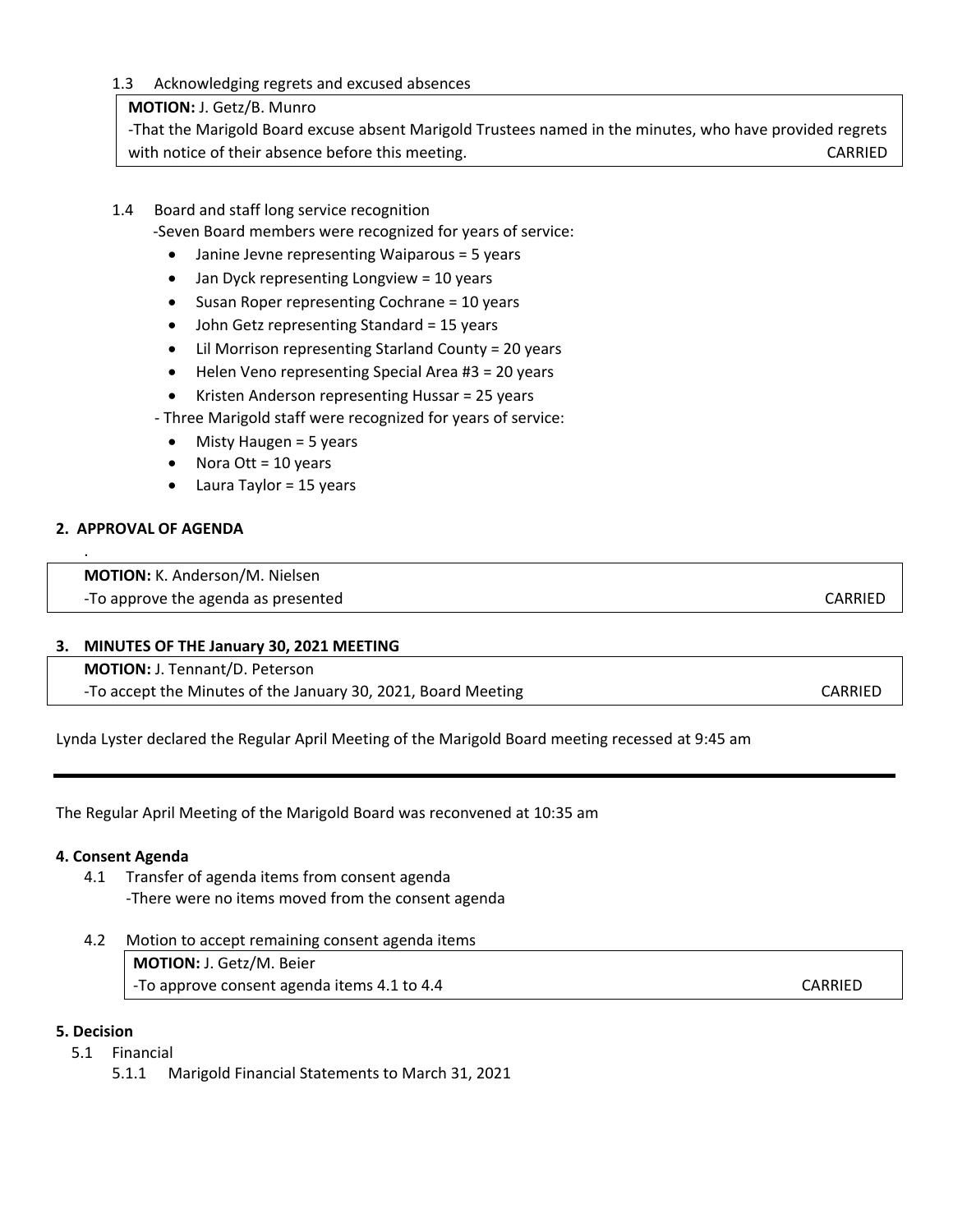1.3 Acknowledging regrets and excused absences

**MOTION:** J. Getz/B. Munro
-That the Marigold Board excuse absent Marigold Trustees named in the minutes, who have provided regrets with notice of their absence before this meeting. CARRIED

1.4 Board and staff long service recognition

-Seven Board members were recognized for years of service:

- Janine Jevne representing Waiparous = 5 years
- Jan Dyck representing Longview = 10 years
- Susan Roper representing Cochrane = 10 years
- John Getz representing Standard = 15 years
- Lil Morrison representing Starland County = 20 years
- Helen Veno representing Special Area #3 = 20 years
- Kristen Anderson representing Hussar = 25 years

- Three Marigold staff were recognized for years of service:

- Misty Haugen = 5 years
- Nora Ott = 10 years
- Laura Taylor = 15 years

## 2. APPROVAL OF AGENDA

.

**MOTION:** K. Anderson/M. Nielsen
-To approve the agenda as presented CARRIED

## 3. MINUTES OF THE January 30, 2021 MEETING

**MOTION:** J. Tennant/D. Peterson
-To accept the Minutes of the January 30, 2021, Board Meeting CARRIED

Lynda Lyster declared the Regular April Meeting of the Marigold Board meeting recessed at 9:45 am

---

The Regular April Meeting of the Marigold Board was reconvened at 10:35 am

## 4. Consent Agenda

4.1 Transfer of agenda items from consent agenda
-There were no items moved from the consent agenda

4.2 Motion to accept remaining consent agenda items

**MOTION:** J. Getz/M. Beier
-To approve consent agenda items 4.1 to 4.4 CARRIED

## 5. Decision

5.1 Financial

5.1.1 Marigold Financial Statements to March 31, 2021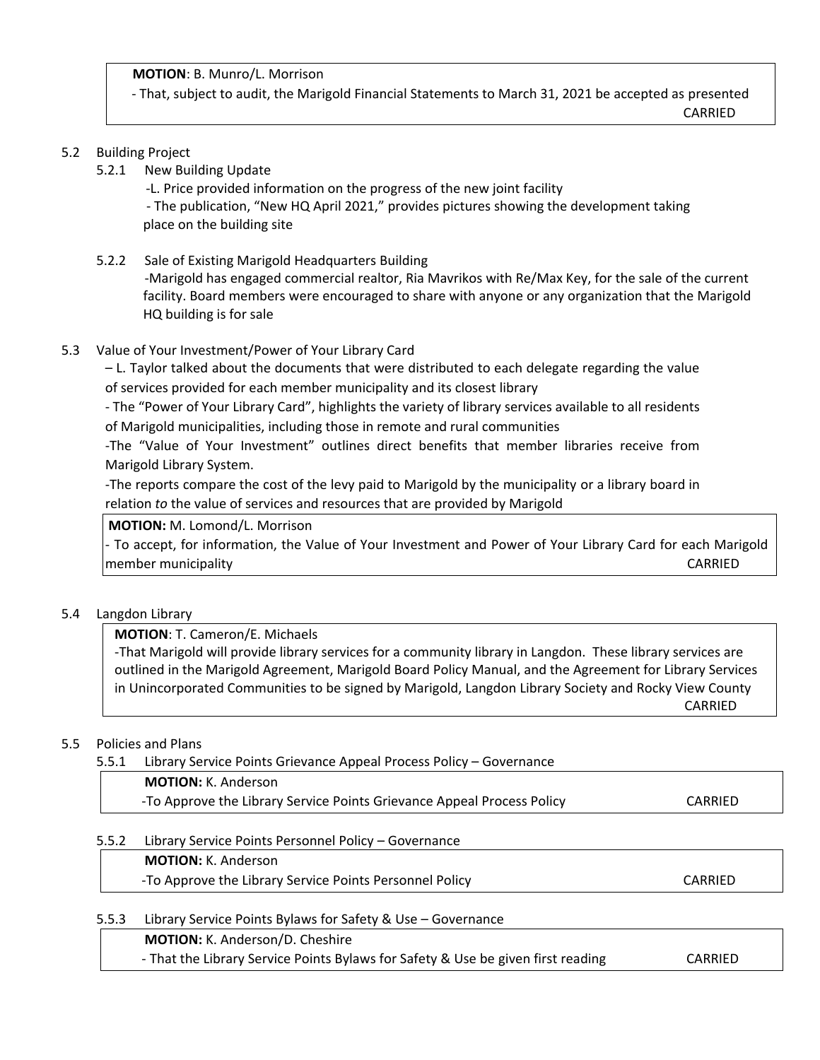**MOTION**: B. Munro/L. Morrison

- That, subject to audit, the Marigold Financial Statements to March 31, 2021 be accepted as presented

CARRIED

5.2 Building Project

5.2.1 New Building Update

-L. Price provided information on the progress of the new joint facility

- The publication, "New HQ April 2021," provides pictures showing the development taking place on the building site

5.2.2 Sale of Existing Marigold Headquarters Building

-Marigold has engaged commercial realtor, Ria Mavrikos with Re/Max Key, for the sale of the current facility. Board members were encouraged to share with anyone or any organization that the Marigold HQ building is for sale

5.3 Value of Your Investment/Power of Your Library Card

– L. Taylor talked about the documents that were distributed to each delegate regarding the value of services provided for each member municipality and its closest library

- The "Power of Your Library Card", highlights the variety of library services available to all residents of Marigold municipalities, including those in remote and rural communities

-The "Value of Your Investment" outlines direct benefits that member libraries receive from Marigold Library System.

-The reports compare the cost of the levy paid to Marigold by the municipality or a library board in relation *to* the value of services and resources that are provided by Marigold

**MOTION:** M. Lomond/L. Morrison

- To accept, for information, the Value of Your Investment and Power of Your Library Card for each Marigold member municipality

CARRIED

5.4 Langdon Library

**MOTION**: T. Cameron/E. Michaels

-That Marigold will provide library services for a community library in Langdon. These library services are outlined in the Marigold Agreement, Marigold Board Policy Manual, and the Agreement for Library Services in Unincorporated Communities to be signed by Marigold, Langdon Library Society and Rocky View County

CARRIED

5.5 Policies and Plans

5.5.1 Library Service Points Grievance Appeal Process Policy – Governance

**MOTION:** K. Anderson

-To Approve the Library Service Points Grievance Appeal Process Policy

CARRIED

5.5.2 Library Service Points Personnel Policy – Governance

**MOTION:** K. Anderson

-To Approve the Library Service Points Personnel Policy

CARRIED

5.5.3 Library Service Points Bylaws for Safety & Use – Governance

**MOTION:** K. Anderson/D. Cheshire

- That the Library Service Points Bylaws for Safety & Use be given first reading

CARRIED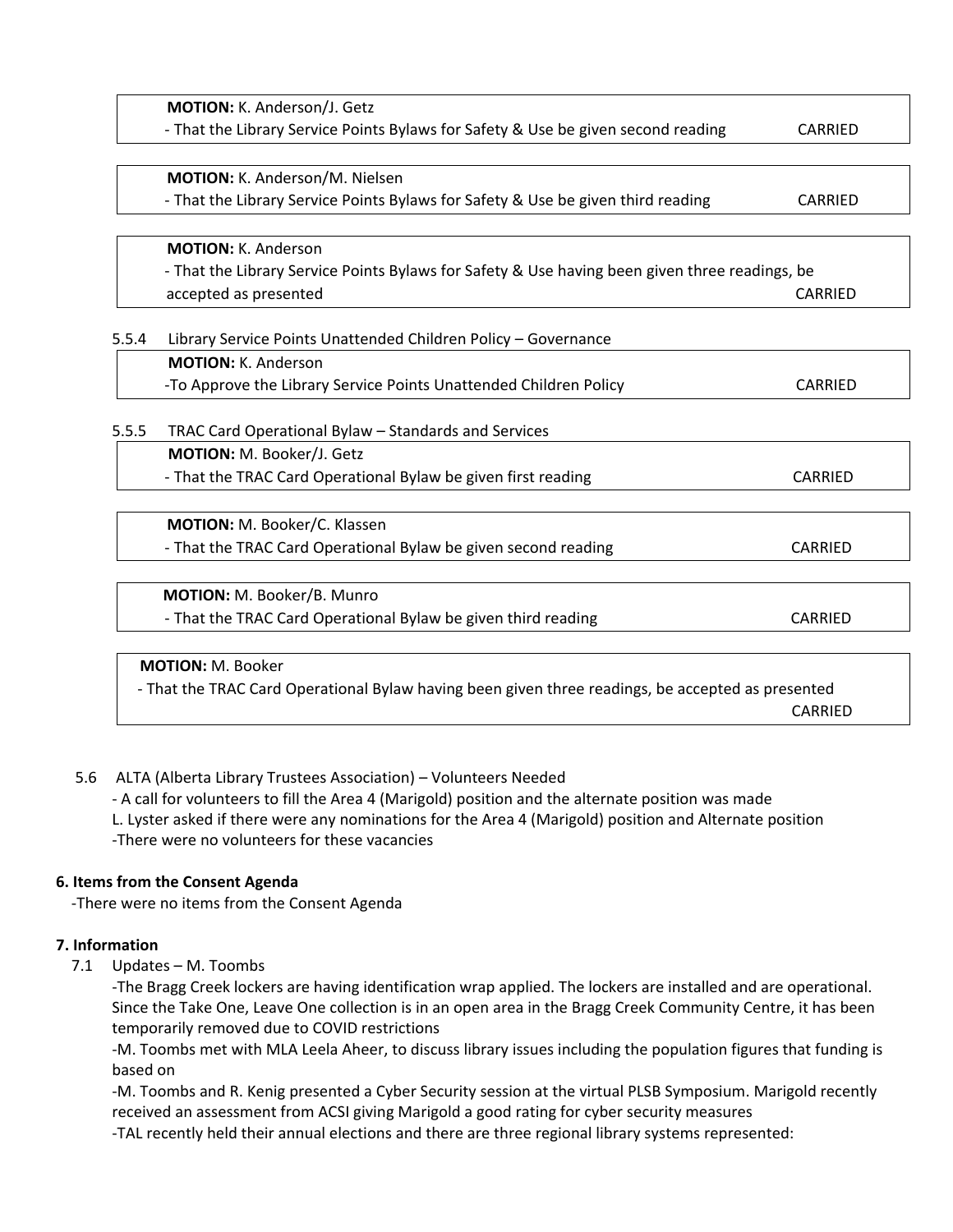**MOTION:** K. Anderson/J. Getz
- That the Library Service Points Bylaws for Safety & Use be given second reading CARRIED

**MOTION:** K. Anderson/M. Nielsen
- That the Library Service Points Bylaws for Safety & Use be given third reading CARRIED

**MOTION:** K. Anderson
- That the Library Service Points Bylaws for Safety & Use having been given three readings, be accepted as presented CARRIED

5.5.4 Library Service Points Unattended Children Policy – Governance

**MOTION:** K. Anderson
-To Approve the Library Service Points Unattended Children Policy CARRIED

5.5.5 TRAC Card Operational Bylaw – Standards and Services

**MOTION:** M. Booker/J. Getz
- That the TRAC Card Operational Bylaw be given first reading CARRIED

**MOTION:** M. Booker/C. Klassen
- That the TRAC Card Operational Bylaw be given second reading CARRIED

**MOTION:** M. Booker/B. Munro
- That the TRAC Card Operational Bylaw be given third reading CARRIED

**MOTION:** M. Booker
- That the TRAC Card Operational Bylaw having been given three readings, be accepted as presented CARRIED

5.6 ALTA (Alberta Library Trustees Association) – Volunteers Needed
- A call for volunteers to fill the Area 4 (Marigold) position and the alternate position was made
L. Lyster asked if there were any nominations for the Area 4 (Marigold) position and Alternate position
-There were no volunteers for these vacancies

**6. Items from the Consent Agenda**

-There were no items from the Consent Agenda

**7. Information**

7.1 Updates – M. Toombs

-The Bragg Creek lockers are having identification wrap applied. The lockers are installed and are operational. Since the Take One, Leave One collection is in an open area in the Bragg Creek Community Centre, it has been temporarily removed due to COVID restrictions

-M. Toombs met with MLA Leela Aheer, to discuss library issues including the population figures that funding is based on

-M. Toombs and R. Kenig presented a Cyber Security session at the virtual PLSB Symposium. Marigold recently received an assessment from ACSI giving Marigold a good rating for cyber security measures

-TAL recently held their annual elections and there are three regional library systems represented: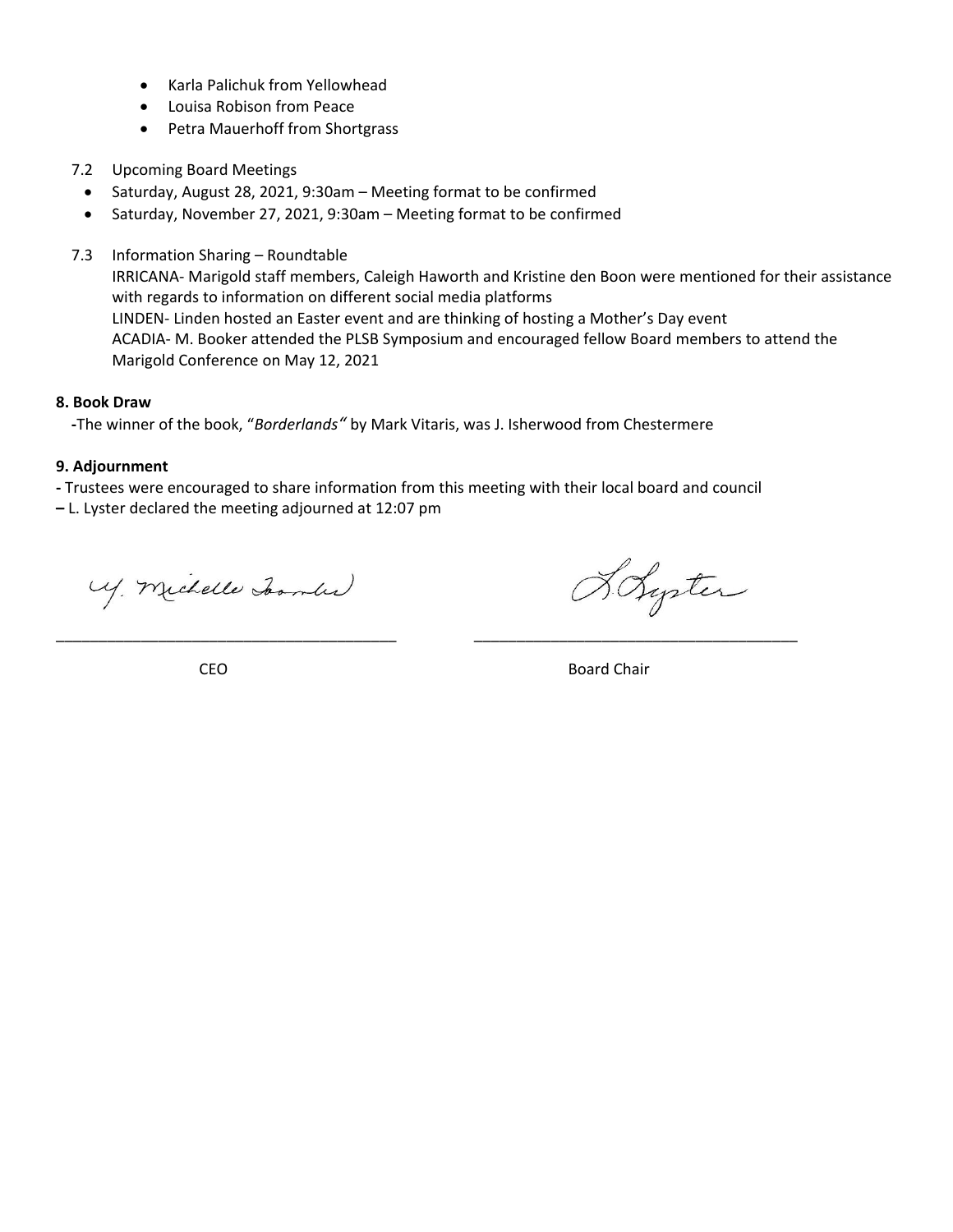- Karla Palichuk from Yellowhead
- Louisa Robison from Peace
- Petra Mauerhoff from Shortgrass

7.2 Upcoming Board Meetings

- Saturday, August 28, 2021, 9:30am – Meeting format to be confirmed
- Saturday, November 27, 2021, 9:30am – Meeting format to be confirmed

7.3 Information Sharing – Roundtable

IRRICANA- Marigold staff members, Caleigh Haworth and Kristine den Boon were mentioned for their assistance with regards to information on different social media platforms
LINDEN- Linden hosted an Easter event and are thinking of hosting a Mother's Day event
ACADIA- M. Booker attended the PLSB Symposium and encouraged fellow Board members to attend the Marigold Conference on May 12, 2021

**8. Book Draw**

-The winner of the book, "*Borderlands*" by Mark Vitaris, was J. Isherwood from Chestermere

**9. Adjournment**

- Trustees were encouraged to share information from this meeting with their local board and council
– L. Lyster declared the meeting adjourned at 12:07 pm

Y. Michelle Toombs

_______________________________________
CEO

L. Lyster

_______________________________________
Board Chair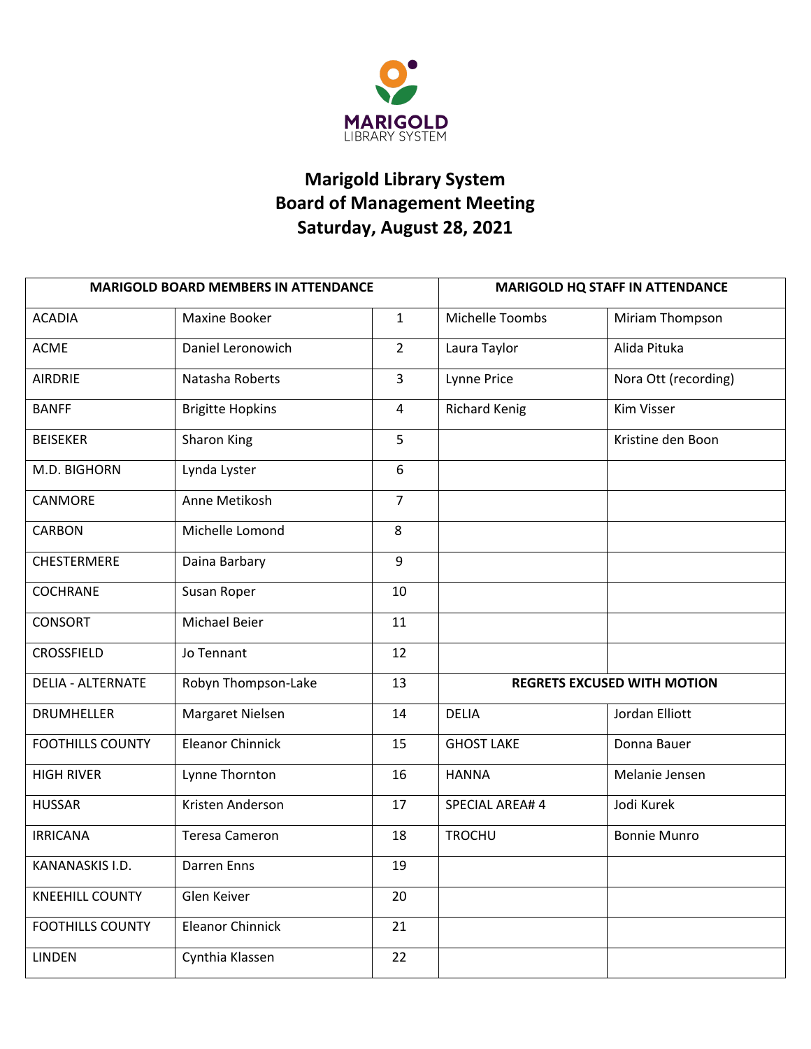# Marigold Library System
# Board of Management Meeting
# Saturday, August 28, 2021

| MARIGOLD BOARD MEMBERS IN ATTENDANCE | | | MARIGOLD HQ STAFF IN ATTENDANCE | |
|---|---|---|---|---|
| ACADIA | Maxine Booker | 1 | Michelle Toombs | Miriam Thompson |
| ACME | Daniel Leronowich | 2 | Laura Taylor | Alida Pituka |
| AIRDRIE | Natasha Roberts | 3 | Lynne Price | Nora Ott (recording) |
| BANFF | Brigitte Hopkins | 4 | Richard Kenig | Kim Visser |
| BEISEKER | Sharon King | 5 | | Kristine den Boon |
| M.D. BIGHORN | Lynda Lyster | 6 | | |
| CANMORE | Anne Metikosh | 7 | | |
| CARBON | Michelle Lomond | 8 | | |
| CHESTERMERE | Daina Barbary | 9 | | |
| COCHRANE | Susan Roper | 10 | | |
| CONSORT | Michael Beier | 11 | | |
| CROSSFIELD | Jo Tennant | 12 | | |
| DELIA - ALTERNATE | Robyn Thompson-Lake | 13 | **REGRETS EXCUSED WITH MOTION** | |
| DRUMHELLER | Margaret Nielsen | 14 | DELIA | Jordan Elliott |
| FOOTHILLS COUNTY | Eleanor Chinnick | 15 | GHOST LAKE | Donna Bauer |
| HIGH RIVER | Lynne Thornton | 16 | HANNA | Melanie Jensen |
| HUSSAR | Kristen Anderson | 17 | SPECIAL AREA# 4 | Jodi Kurek |
| IRRICANA | Teresa Cameron | 18 | TROCHU | Bonnie Munro |
| KANANASKIS I.D. | Darren Enns | 19 | | |
| KNEEHILL COUNTY | Glen Keiver | 20 | | |
| FOOTHILLS COUNTY | Eleanor Chinnick | 21 | | |
| LINDEN | Cynthia Klassen | 22 | | |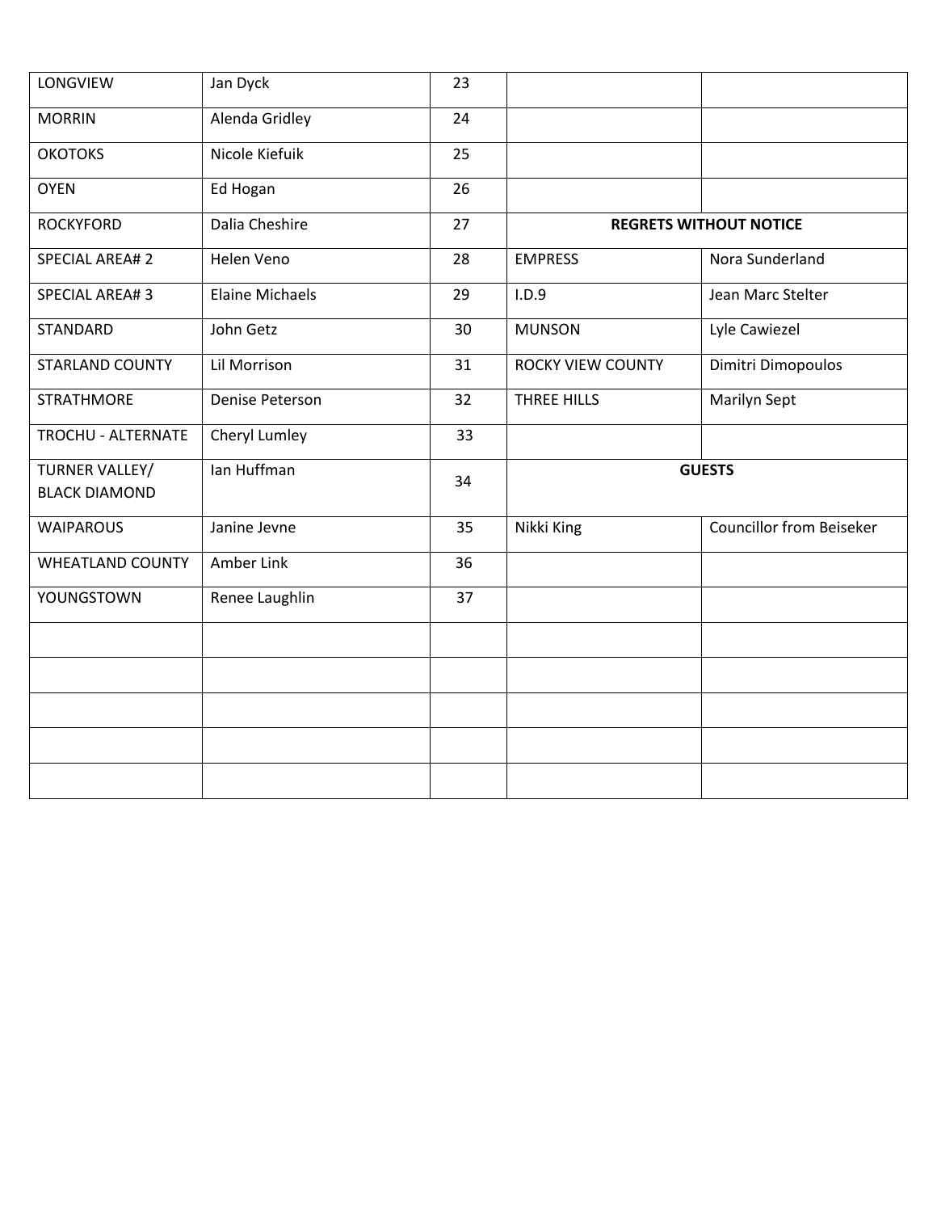| | | | | |
|---|---|---|---|---|
| LONGVIEW | Jan Dyck | 23 | | |
| MORRIN | Alenda Gridley | 24 | | |
| OKOTOKS | Nicole Kiefuik | 25 | | |
| OYEN | Ed Hogan | 26 | | |
| ROCKYFORD | Dalia Cheshire | 27 | **REGRETS WITHOUT NOTICE** | |
| SPECIAL AREA# 2 | Helen Veno | 28 | EMPRESS | Nora Sunderland |
| SPECIAL AREA# 3 | Elaine Michaels | 29 | I.D.9 | Jean Marc Stelter |
| STANDARD | John Getz | 30 | MUNSON | Lyle Cawiezel |
| STARLAND COUNTY | Lil Morrison | 31 | ROCKY VIEW COUNTY | Dimitri Dimopoulos |
| STRATHMORE | Denise Peterson | 32 | THREE HILLS | Marilyn Sept |
| TROCHU - ALTERNATE | Cheryl Lumley | 33 | | |
| TURNER VALLEY/ BLACK DIAMOND | Ian Huffman | 34 | **GUESTS** | |
| WAIPAROUS | Janine Jevne | 35 | Nikki King | Councillor from Beiseker |
| WHEATLAND COUNTY | Amber Link | 36 | | |
| YOUNGSTOWN | Renee Laughlin | 37 | | |
| | | | | |
| | | | | |
| | | | | |
| | | | | |
| | | | | |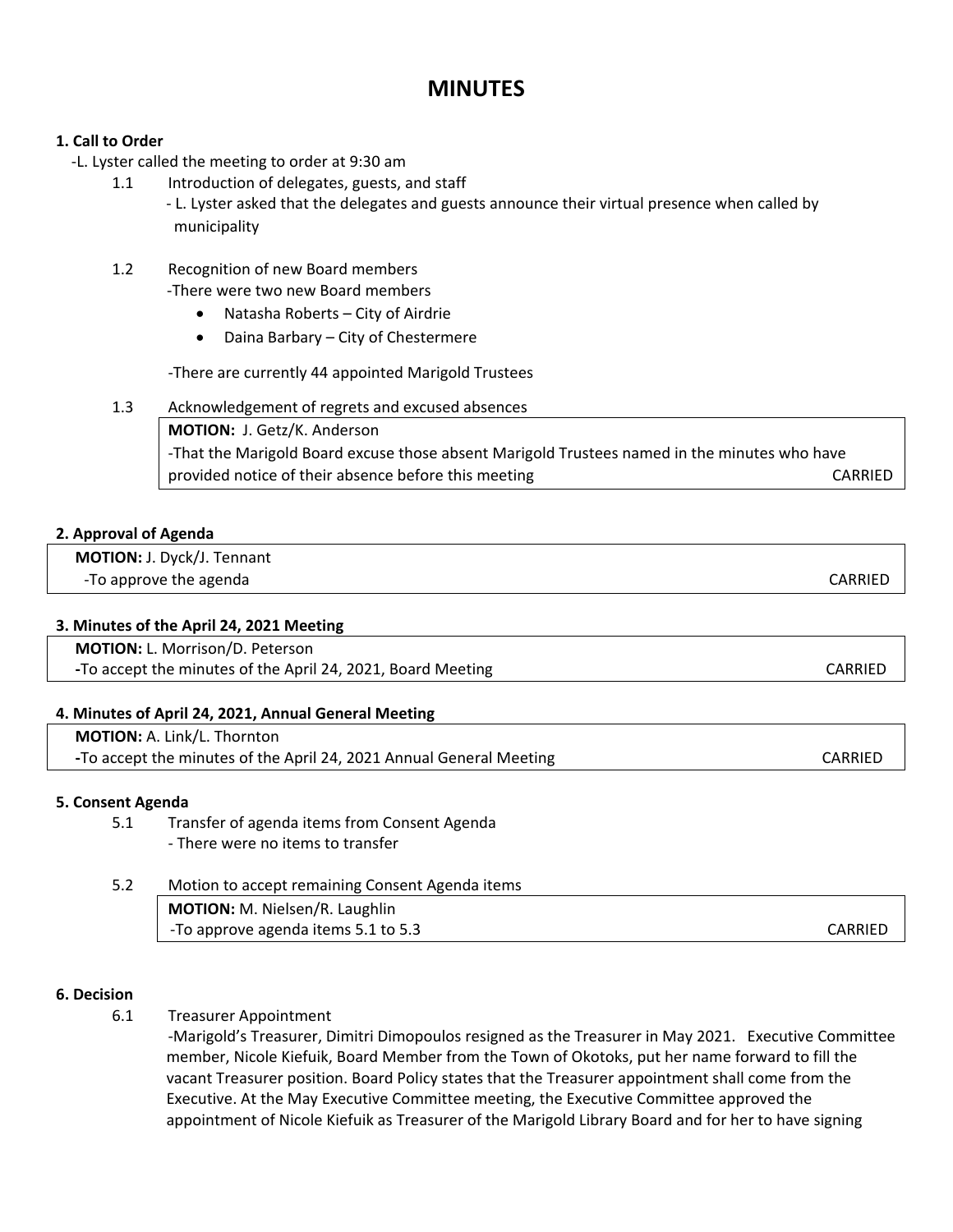# MINUTES

**1. Call to Order**

-L. Lyster called the meeting to order at 9:30 am

1.1 Introduction of delegates, guests, and staff

- L. Lyster asked that the delegates and guests announce their virtual presence when called by municipality

1.2 Recognition of new Board members

-There were two new Board members

- Natasha Roberts – City of Airdrie
- Daina Barbary – City of Chestermere

-There are currently 44 appointed Marigold Trustees

1.3 Acknowledgement of regrets and excused absences

**MOTION:** J. Getz/K. Anderson
-That the Marigold Board excuse those absent Marigold Trustees named in the minutes who have provided notice of their absence before this meeting CARRIED

**2. Approval of Agenda**

**MOTION:** J. Dyck/J. Tennant
-To approve the agenda CARRIED

**3. Minutes of the April 24, 2021 Meeting**

**MOTION:** L. Morrison/D. Peterson
-To accept the minutes of the April 24, 2021, Board Meeting CARRIED

**4. Minutes of April 24, 2021, Annual General Meeting**

**MOTION:** A. Link/L. Thornton
-To accept the minutes of the April 24, 2021 Annual General Meeting CARRIED

**5. Consent Agenda**

5.1 Transfer of agenda items from Consent Agenda

- There were no items to transfer

5.2 Motion to accept remaining Consent Agenda items

**MOTION:** M. Nielsen/R. Laughlin
-To approve agenda items 5.1 to 5.3 CARRIED

**6. Decision**

6.1 Treasurer Appointment

-Marigold's Treasurer, Dimitri Dimopoulos resigned as the Treasurer in May 2021. Executive Committee member, Nicole Kiefuik, Board Member from the Town of Okotoks, put her name forward to fill the vacant Treasurer position. Board Policy states that the Treasurer appointment shall come from the Executive. At the May Executive Committee meeting, the Executive Committee approved the appointment of Nicole Kiefuik as Treasurer of the Marigold Library Board and for her to have signing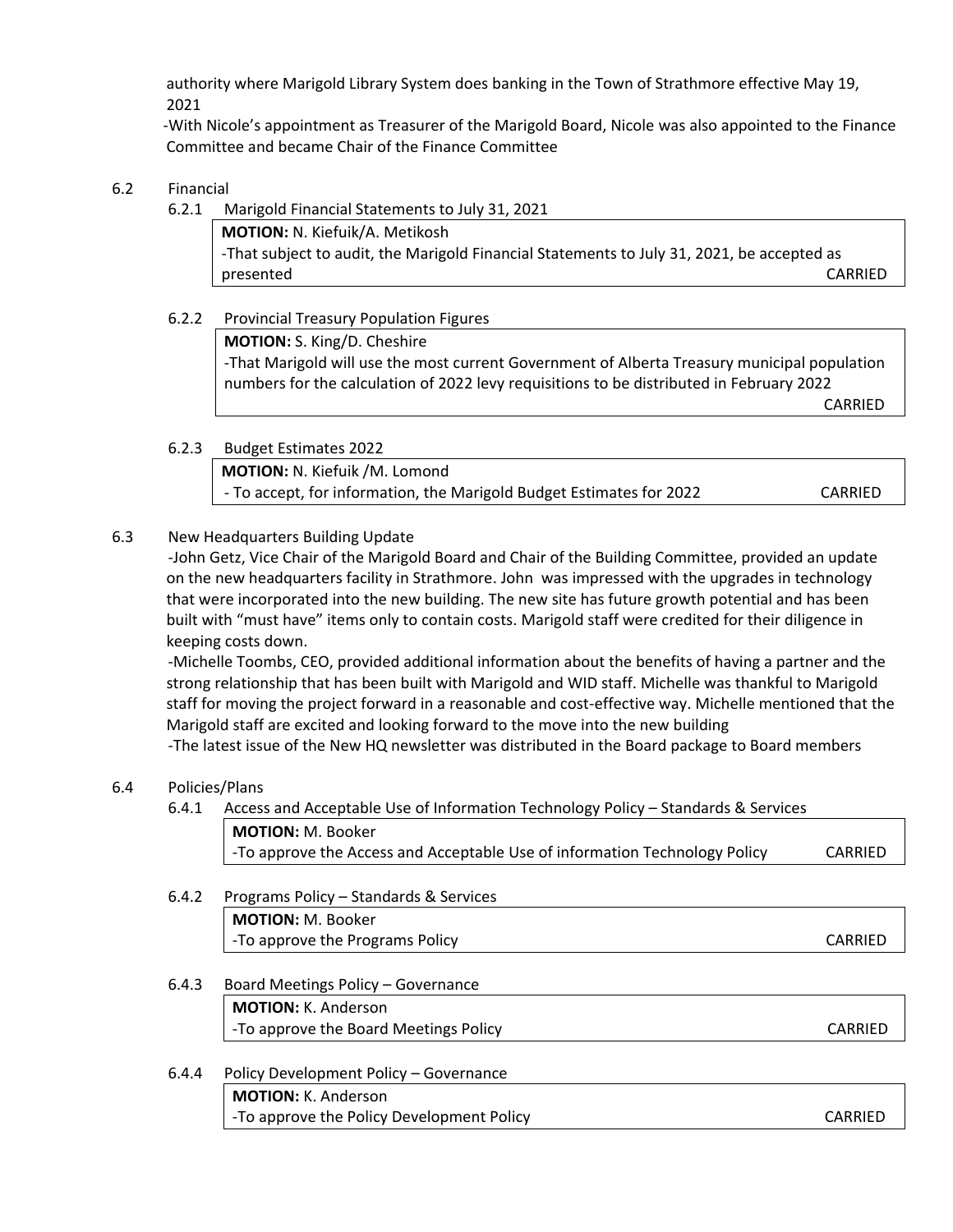authority where Marigold Library System does banking in the Town of Strathmore effective May 19, 2021

-With Nicole's appointment as Treasurer of the Marigold Board, Nicole was also appointed to the Finance Committee and became Chair of the Finance Committee

6.2 Financial

6.2.1 Marigold Financial Statements to July 31, 2021

> **MOTION:** N. Kiefuik/A. Metikosh
> -That subject to audit, the Marigold Financial Statements to July 31, 2021, be accepted as presented CARRIED

6.2.2 Provincial Treasury Population Figures

> **MOTION:** S. King/D. Cheshire
> -That Marigold will use the most current Government of Alberta Treasury municipal population numbers for the calculation of 2022 levy requisitions to be distributed in February 2022
> CARRIED

6.2.3 Budget Estimates 2022

> **MOTION:** N. Kiefuik /M. Lomond
> - To accept, for information, the Marigold Budget Estimates for 2022 CARRIED

6.3 New Headquarters Building Update

-John Getz, Vice Chair of the Marigold Board and Chair of the Building Committee, provided an update on the new headquarters facility in Strathmore. John was impressed with the upgrades in technology that were incorporated into the new building. The new site has future growth potential and has been built with "must have" items only to contain costs. Marigold staff were credited for their diligence in keeping costs down.

-Michelle Toombs, CEO, provided additional information about the benefits of having a partner and the strong relationship that has been built with Marigold and WID staff. Michelle was thankful to Marigold staff for moving the project forward in a reasonable and cost-effective way. Michelle mentioned that the Marigold staff are excited and looking forward to the move into the new building

-The latest issue of the New HQ newsletter was distributed in the Board package to Board members

6.4 Policies/Plans

6.4.1 Access and Acceptable Use of Information Technology Policy – Standards & Services

> **MOTION:** M. Booker
> -To approve the Access and Acceptable Use of information Technology Policy CARRIED

6.4.2 Programs Policy – Standards & Services

> **MOTION:** M. Booker
> -To approve the Programs Policy CARRIED

6.4.3 Board Meetings Policy – Governance

> **MOTION:** K. Anderson
> -To approve the Board Meetings Policy CARRIED

6.4.4 Policy Development Policy – Governance

> **MOTION:** K. Anderson
> -To approve the Policy Development Policy CARRIED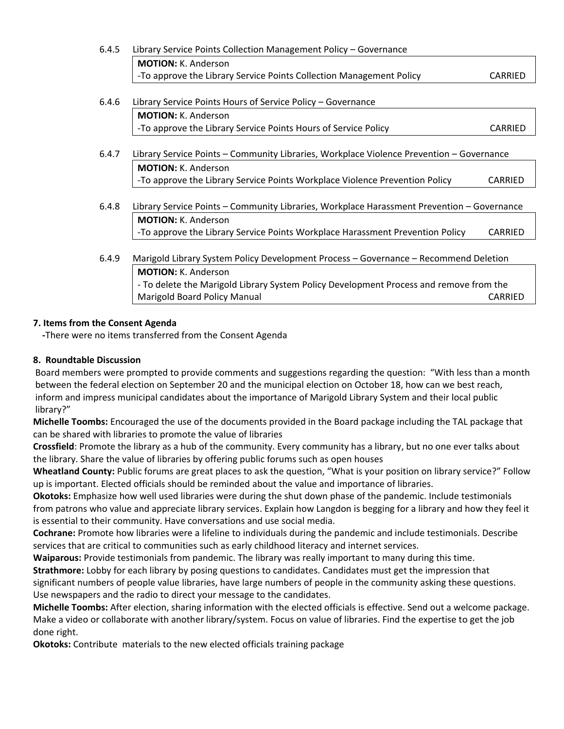6.4.5 Library Service Points Collection Management Policy – Governance

| **MOTION:** K. Anderson | |
|---|---|
| -To approve the Library Service Points Collection Management Policy | CARRIED |

6.4.6 Library Service Points Hours of Service Policy – Governance

| **MOTION:** K. Anderson | |
|---|---|
| -To approve the Library Service Points Hours of Service Policy | CARRIED |

6.4.7 Library Service Points – Community Libraries, Workplace Violence Prevention – Governance

| **MOTION:** K. Anderson | |
|---|---|
| -To approve the Library Service Points Workplace Violence Prevention Policy | CARRIED |

6.4.8 Library Service Points – Community Libraries, Workplace Harassment Prevention – Governance

| **MOTION:** K. Anderson | |
|---|---|
| -To approve the Library Service Points Workplace Harassment Prevention Policy | CARRIED |

6.4.9 Marigold Library System Policy Development Process – Governance – Recommend Deletion

| **MOTION:** K. Anderson | |
|---|---|
| - To delete the Marigold Library System Policy Development Process and remove from the Marigold Board Policy Manual | CARRIED |

**7. Items from the Consent Agenda**

-There were no items transferred from the Consent Agenda

**8. Roundtable Discussion**

Board members were prompted to provide comments and suggestions regarding the question: "With less than a month between the federal election on September 20 and the municipal election on October 18, how can we best reach, inform and impress municipal candidates about the importance of Marigold Library System and their local public library?"

**Michelle Toombs:** Encouraged the use of the documents provided in the Board package including the TAL package that can be shared with libraries to promote the value of libraries

**Crossfield**: Promote the library as a hub of the community. Every community has a library, but no one ever talks about the library. Share the value of libraries by offering public forums such as open houses

**Wheatland County:** Public forums are great places to ask the question, "What is your position on library service?" Follow up is important. Elected officials should be reminded about the value and importance of libraries.

**Okotoks:** Emphasize how well used libraries were during the shut down phase of the pandemic. Include testimonials from patrons who value and appreciate library services. Explain how Langdon is begging for a library and how they feel it is essential to their community. Have conversations and use social media.

**Cochrane:** Promote how libraries were a lifeline to individuals during the pandemic and include testimonials. Describe services that are critical to communities such as early childhood literacy and internet services.

**Waiparous:** Provide testimonials from pandemic. The library was really important to many during this time.

**Strathmore:** Lobby for each library by posing questions to candidates. Candidates must get the impression that significant numbers of people value libraries, have large numbers of people in the community asking these questions. Use newspapers and the radio to direct your message to the candidates.

**Michelle Toombs:** After election, sharing information with the elected officials is effective. Send out a welcome package. Make a video or collaborate with another library/system. Focus on value of libraries. Find the expertise to get the job done right.

**Okotoks:** Contribute materials to the new elected officials training package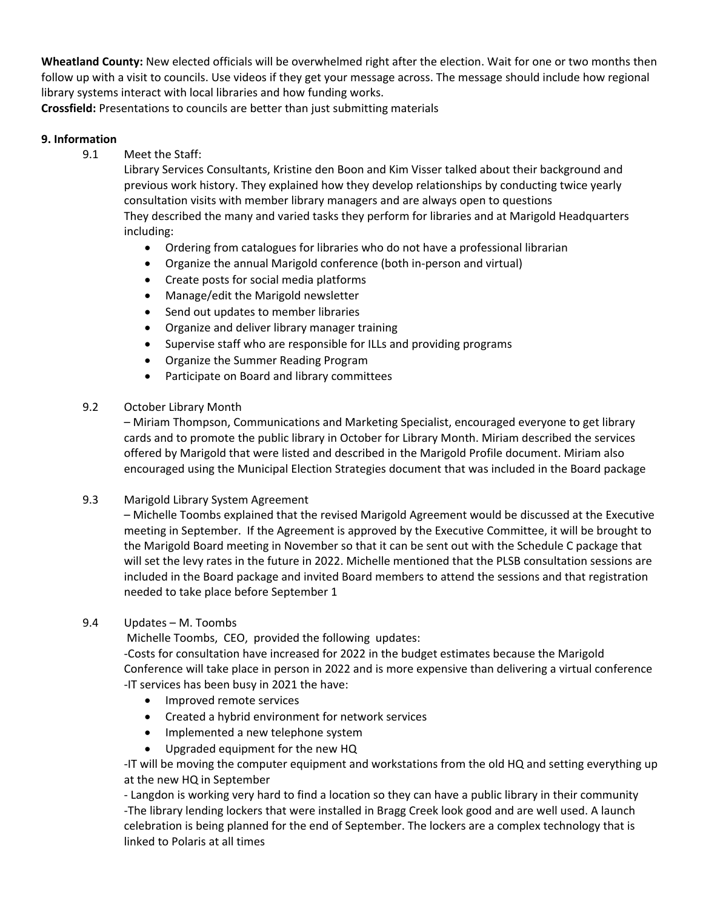**Wheatland County:** New elected officials will be overwhelmed right after the election. Wait for one or two months then follow up with a visit to councils. Use videos if they get your message across. The message should include how regional library systems interact with local libraries and how funding works.
**Crossfield:** Presentations to councils are better than just submitting materials

**9. Information**

9.1 Meet the Staff:
Library Services Consultants, Kristine den Boon and Kim Visser talked about their background and previous work history. They explained how they develop relationships by conducting twice yearly consultation visits with member library managers and are always open to questions
They described the many and varied tasks they perform for libraries and at Marigold Headquarters including:

- Ordering from catalogues for libraries who do not have a professional librarian
- Organize the annual Marigold conference (both in-person and virtual)
- Create posts for social media platforms
- Manage/edit the Marigold newsletter
- Send out updates to member libraries
- Organize and deliver library manager training
- Supervise staff who are responsible for ILLs and providing programs
- Organize the Summer Reading Program
- Participate on Board and library committees

9.2 October Library Month
– Miriam Thompson, Communications and Marketing Specialist, encouraged everyone to get library cards and to promote the public library in October for Library Month. Miriam described the services offered by Marigold that were listed and described in the Marigold Profile document. Miriam also encouraged using the Municipal Election Strategies document that was included in the Board package

9.3 Marigold Library System Agreement
– Michelle Toombs explained that the revised Marigold Agreement would be discussed at the Executive meeting in September. If the Agreement is approved by the Executive Committee, it will be brought to the Marigold Board meeting in November so that it can be sent out with the Schedule C package that will set the levy rates in the future in 2022. Michelle mentioned that the PLSB consultation sessions are included in the Board package and invited Board members to attend the sessions and that registration needed to take place before September 1

9.4 Updates – M. Toombs
Michelle Toombs, CEO, provided the following updates:
-Costs for consultation have increased for 2022 in the budget estimates because the Marigold Conference will take place in person in 2022 and is more expensive than delivering a virtual conference
-IT services has been busy in 2021 the have:

- Improved remote services
- Created a hybrid environment for network services
- Implemented a new telephone system
- Upgraded equipment for the new HQ

-IT will be moving the computer equipment and workstations from the old HQ and setting everything up at the new HQ in September
- Langdon is working very hard to find a location so they can have a public library in their community
-The library lending lockers that were installed in Bragg Creek look good and are well used. A launch celebration is being planned for the end of September. The lockers are a complex technology that is linked to Polaris at all times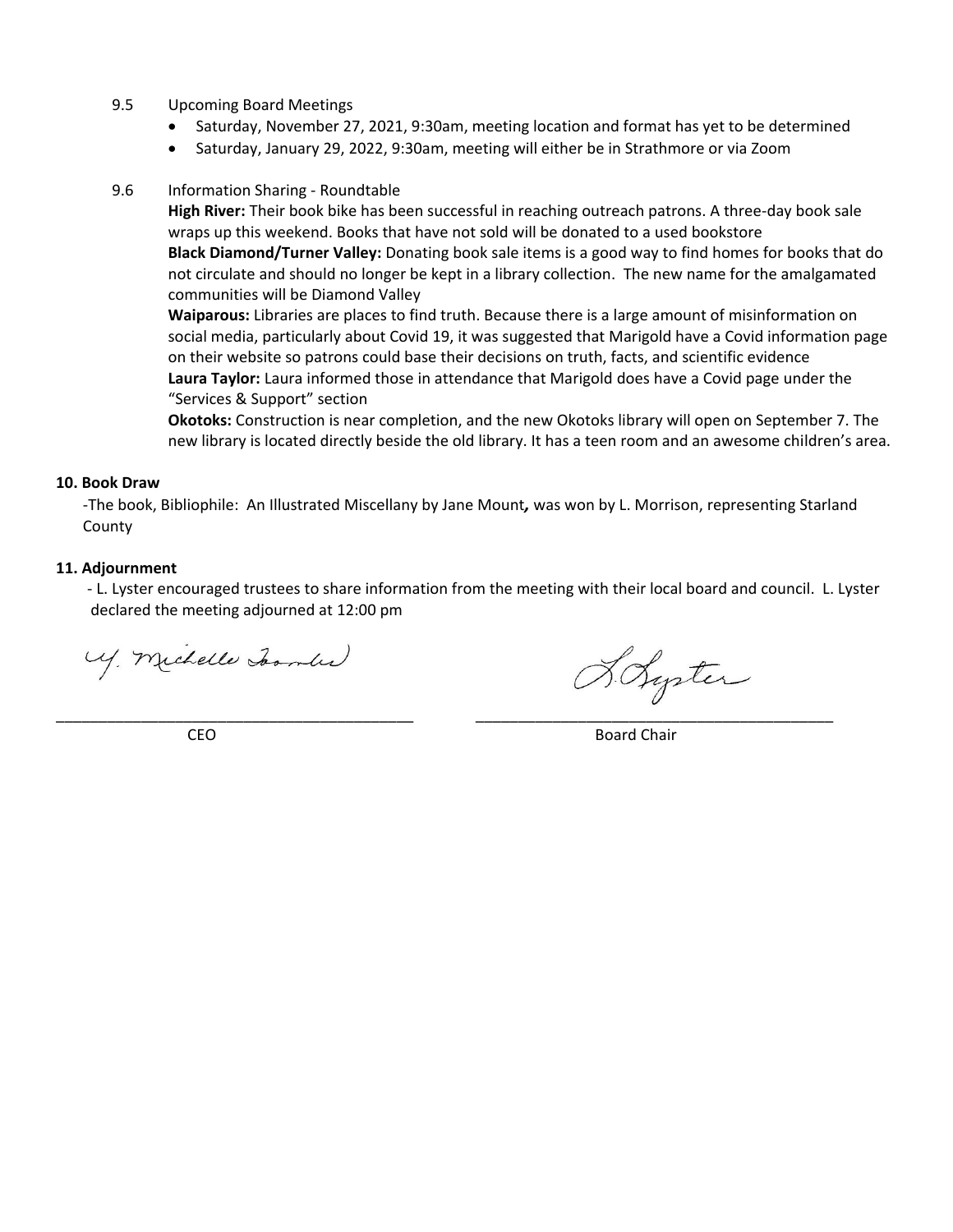9.5 Upcoming Board Meetings

- Saturday, November 27, 2021, 9:30am, meeting location and format has yet to be determined
- Saturday, January 29, 2022, 9:30am, meeting will either be in Strathmore or via Zoom

9.6 Information Sharing - Roundtable

**High River:** Their book bike has been successful in reaching outreach patrons. A three-day book sale wraps up this weekend. Books that have not sold will be donated to a used bookstore

**Black Diamond/Turner Valley:** Donating book sale items is a good way to find homes for books that do not circulate and should no longer be kept in a library collection. The new name for the amalgamated communities will be Diamond Valley

**Waiparous:** Libraries are places to find truth. Because there is a large amount of misinformation on social media, particularly about Covid 19, it was suggested that Marigold have a Covid information page on their website so patrons could base their decisions on truth, facts, and scientific evidence

**Laura Taylor:** Laura informed those in attendance that Marigold does have a Covid page under the "Services & Support" section

**Okotoks:** Construction is near completion, and the new Okotoks library will open on September 7. The new library is located directly beside the old library. It has a teen room and an awesome children's area.

**10. Book Draw**

-The book, Bibliophile: An Illustrated Miscellany by Jane Mount*,* was won by L. Morrison, representing Starland County

**11. Adjournment**

- L. Lyster encouraged trustees to share information from the meeting with their local board and council. L. Lyster declared the meeting adjourned at 12:00 pm

Y. Michelle Toombs

CEO

L. Lyster

Board Chair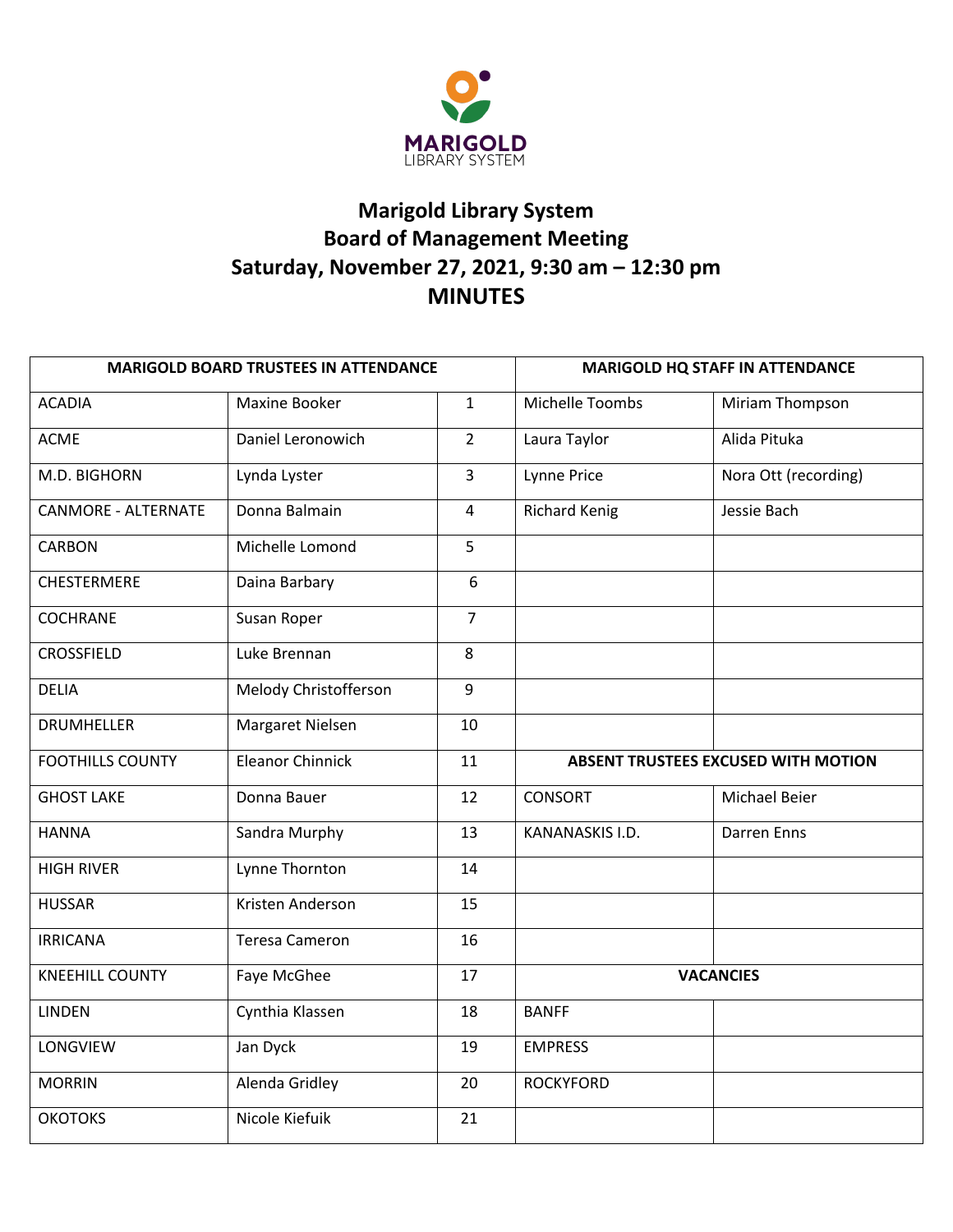# Marigold Library System
## Board of Management Meeting
## Saturday, November 27, 2021, 9:30 am – 12:30 pm
## MINUTES

| MARIGOLD BOARD TRUSTEES IN ATTENDANCE | | | MARIGOLD HQ STAFF IN ATTENDANCE | |
|---|---|---|---|---|
| ACADIA | Maxine Booker | 1 | Michelle Toombs | Miriam Thompson |
| ACME | Daniel Leronowich | 2 | Laura Taylor | Alida Pituka |
| M.D. BIGHORN | Lynda Lyster | 3 | Lynne Price | Nora Ott (recording) |
| CANMORE - ALTERNATE | Donna Balmain | 4 | Richard Kenig | Jessie Bach |
| CARBON | Michelle Lomond | 5 | | |
| CHESTERMERE | Daina Barbary | 6 | | |
| COCHRANE | Susan Roper | 7 | | |
| CROSSFIELD | Luke Brennan | 8 | | |
| DELIA | Melody Christofferson | 9 | | |
| DRUMHELLER | Margaret Nielsen | 10 | | |
| FOOTHILLS COUNTY | Eleanor Chinnick | 11 | **ABSENT TRUSTEES EXCUSED WITH MOTION** | |
| GHOST LAKE | Donna Bauer | 12 | CONSORT | Michael Beier |
| HANNA | Sandra Murphy | 13 | KANANASKIS I.D. | Darren Enns |
| HIGH RIVER | Lynne Thornton | 14 | | |
| HUSSAR | Kristen Anderson | 15 | | |
| IRRICANA | Teresa Cameron | 16 | | |
| KNEEHILL COUNTY | Faye McGhee | 17 | **VACANCIES** | |
| LINDEN | Cynthia Klassen | 18 | BANFF | |
| LONGVIEW | Jan Dyck | 19 | EMPRESS | |
| MORRIN | Alenda Gridley | 20 | ROCKYFORD | |
| OKOTOKS | Nicole Kiefuik | 21 | | |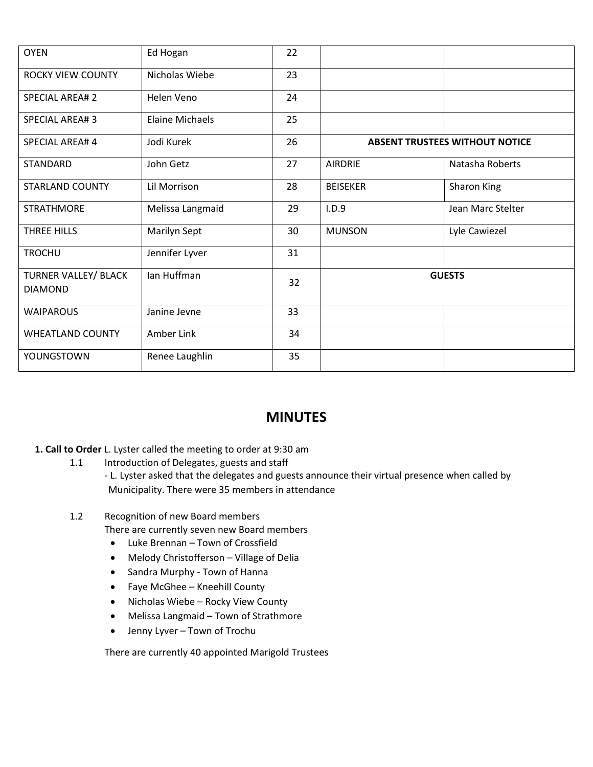| OYEN | Ed Hogan | 22 | | |
|---|---|---|---|---|
| ROCKY VIEW COUNTY | Nicholas Wiebe | 23 | | |
| SPECIAL AREA# 2 | Helen Veno | 24 | | |
| SPECIAL AREA# 3 | Elaine Michaels | 25 | | |
| SPECIAL AREA# 4 | Jodi Kurek | 26 | **ABSENT TRUSTEES WITHOUT NOTICE** | |
| STANDARD | John Getz | 27 | AIRDRIE | Natasha Roberts |
| STARLAND COUNTY | Lil Morrison | 28 | BEISEKER | Sharon King |
| STRATHMORE | Melissa Langmaid | 29 | I.D.9 | Jean Marc Stelter |
| THREE HILLS | Marilyn Sept | 30 | MUNSON | Lyle Cawiezel |
| TROCHU | Jennifer Lyver | 31 | | |
| TURNER VALLEY/ BLACK DIAMOND | Ian Huffman | 32 | **GUESTS** | |
| WAIPAROUS | Janine Jevne | 33 | | |
| WHEATLAND COUNTY | Amber Link | 34 | | |
| YOUNGSTOWN | Renee Laughlin | 35 | | |

# MINUTES

**1. Call to Order** L. Lyster called the meeting to order at 9:30 am

1.1 Introduction of Delegates, guests and staff
- L. Lyster asked that the delegates and guests announce their virtual presence when called by Municipality. There were 35 members in attendance

1.2 Recognition of new Board members
There are currently seven new Board members

- Luke Brennan – Town of Crossfield
- Melody Christofferson – Village of Delia
- Sandra Murphy - Town of Hanna
- Faye McGhee – Kneehill County
- Nicholas Wiebe – Rocky View County
- Melissa Langmaid – Town of Strathmore
- Jenny Lyver – Town of Trochu

There are currently 40 appointed Marigold Trustees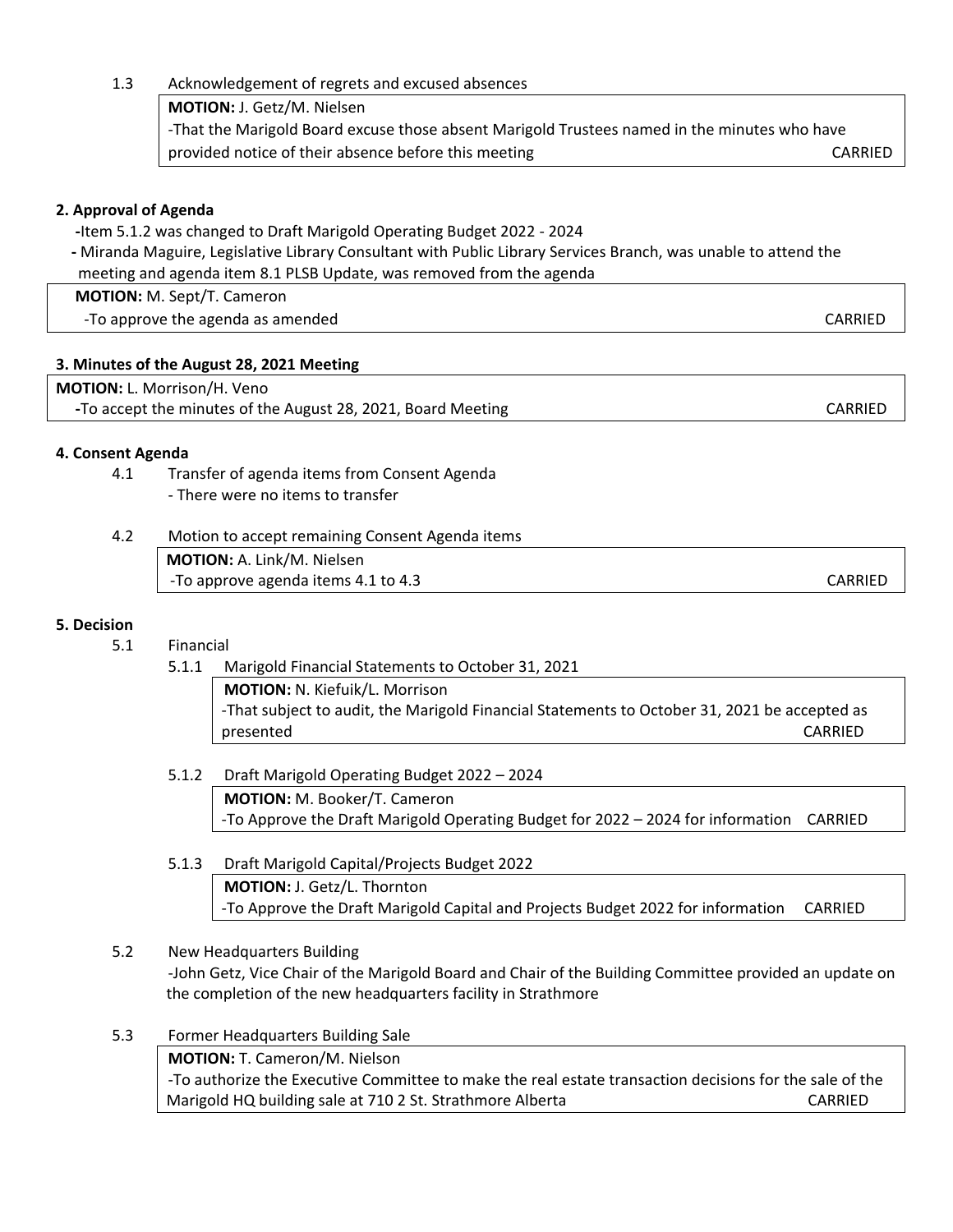1.3 Acknowledgement of regrets and excused absences

**MOTION:** J. Getz/M. Nielsen
-That the Marigold Board excuse those absent Marigold Trustees named in the minutes who have provided notice of their absence before this meeting CARRIED

**2. Approval of Agenda**

-Item 5.1.2 was changed to Draft Marigold Operating Budget 2022 - 2024
- Miranda Maguire, Legislative Library Consultant with Public Library Services Branch, was unable to attend the meeting and agenda item 8.1 PLSB Update, was removed from the agenda

**MOTION:** M. Sept/T. Cameron
-To approve the agenda as amended CARRIED

**3. Minutes of the August 28, 2021 Meeting**

**MOTION:** L. Morrison/H. Veno
-To accept the minutes of the August 28, 2021, Board Meeting CARRIED

**4. Consent Agenda**

4.1 Transfer of agenda items from Consent Agenda
- There were no items to transfer

4.2 Motion to accept remaining Consent Agenda items

**MOTION:** A. Link/M. Nielsen
-To approve agenda items 4.1 to 4.3 CARRIED

**5. Decision**

5.1 Financial

5.1.1 Marigold Financial Statements to October 31, 2021

**MOTION:** N. Kiefuik/L. Morrison
-That subject to audit, the Marigold Financial Statements to October 31, 2021 be accepted as presented CARRIED

5.1.2 Draft Marigold Operating Budget 2022 – 2024

**MOTION:** M. Booker/T. Cameron
-To Approve the Draft Marigold Operating Budget for 2022 – 2024 for information CARRIED

5.1.3 Draft Marigold Capital/Projects Budget 2022

**MOTION:** J. Getz/L. Thornton
-To Approve the Draft Marigold Capital and Projects Budget 2022 for information CARRIED

5.2 New Headquarters Building
-John Getz, Vice Chair of the Marigold Board and Chair of the Building Committee provided an update on the completion of the new headquarters facility in Strathmore

5.3 Former Headquarters Building Sale

**MOTION:** T. Cameron/M. Nielson
-To authorize the Executive Committee to make the real estate transaction decisions for the sale of the Marigold HQ building sale at 710 2 St. Strathmore Alberta CARRIED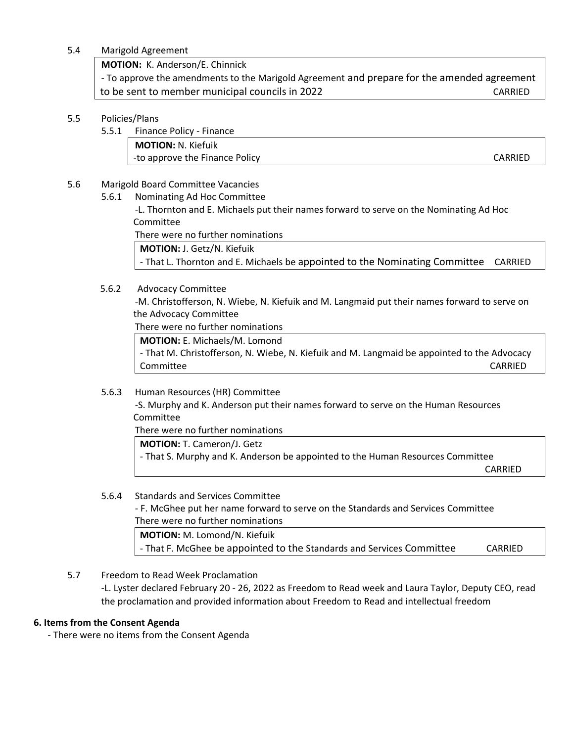5.4 Marigold Agreement

> **MOTION:** K. Anderson/E. Chinnick
> - To approve the amendments to the Marigold Agreement and prepare for the amended agreement to be sent to member municipal councils in 2022 CARRIED

5.5 Policies/Plans

5.5.1 Finance Policy - Finance

> **MOTION:** N. Kiefuik
> -to approve the Finance Policy CARRIED

5.6 Marigold Board Committee Vacancies

5.6.1 Nominating Ad Hoc Committee

-L. Thornton and E. Michaels put their names forward to serve on the Nominating Ad Hoc Committee

There were no further nominations

> **MOTION:** J. Getz/N. Kiefuik
> - That L. Thornton and E. Michaels be appointed to the Nominating Committee CARRIED

5.6.2 Advocacy Committee

-M. Christofferson, N. Wiebe, N. Kiefuik and M. Langmaid put their names forward to serve on the Advocacy Committee

There were no further nominations

> **MOTION:** E. Michaels/M. Lomond
> - That M. Christofferson, N. Wiebe, N. Kiefuik and M. Langmaid be appointed to the Advocacy Committee CARRIED

5.6.3 Human Resources (HR) Committee

-S. Murphy and K. Anderson put their names forward to serve on the Human Resources Committee

There were no further nominations

> **MOTION:** T. Cameron/J. Getz
> - That S. Murphy and K. Anderson be appointed to the Human Resources Committee CARRIED

5.6.4 Standards and Services Committee

- F. McGhee put her name forward to serve on the Standards and Services Committee

There were no further nominations

> **MOTION:** M. Lomond/N. Kiefuik
> - That F. McGhee be appointed to the Standards and Services Committee CARRIED

5.7 Freedom to Read Week Proclamation

-L. Lyster declared February 20 - 26, 2022 as Freedom to Read week and Laura Taylor, Deputy CEO, read the proclamation and provided information about Freedom to Read and intellectual freedom

**6. Items from the Consent Agenda**

- There were no items from the Consent Agenda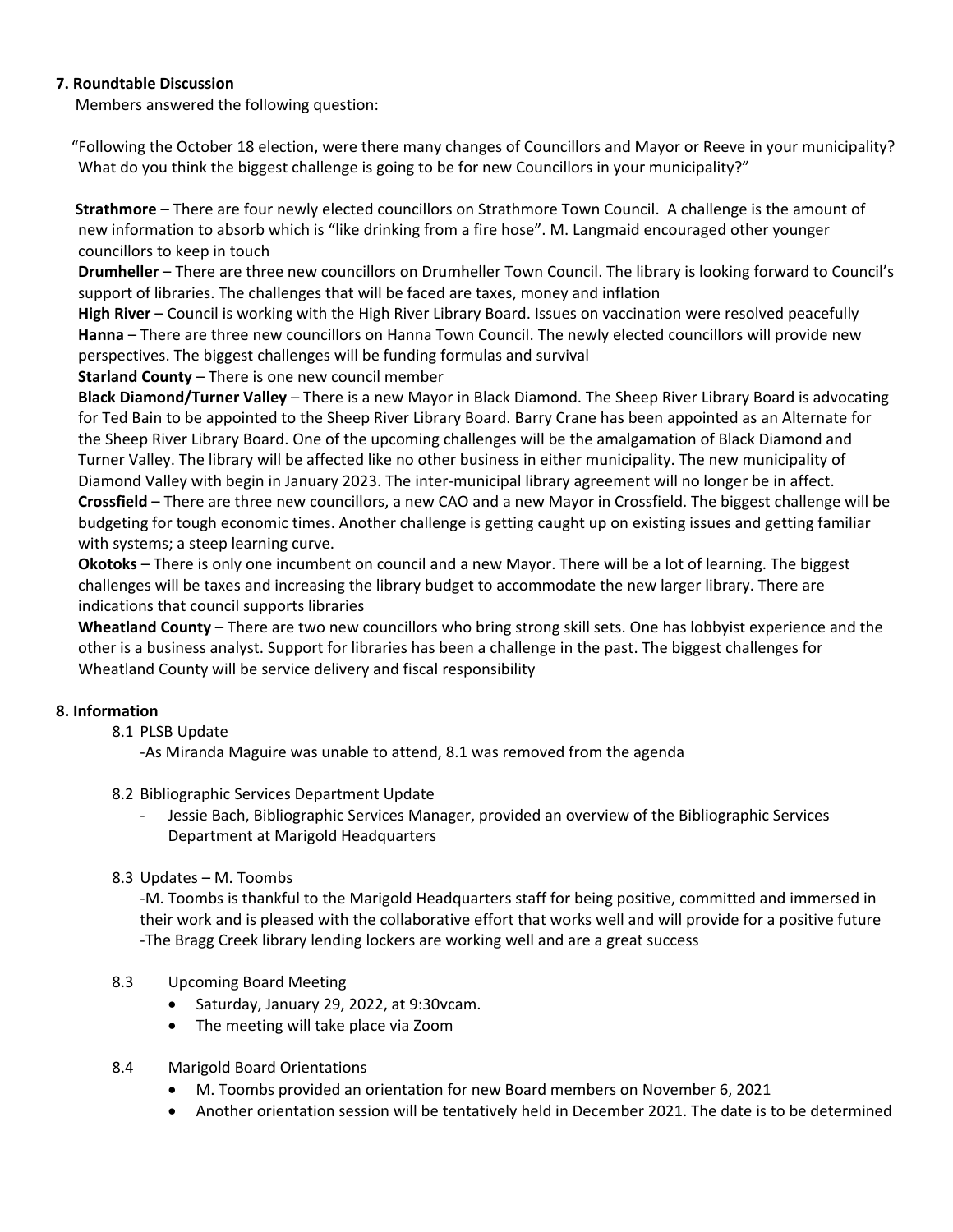**7. Roundtable Discussion**

Members answered the following question:

"Following the October 18 election, were there many changes of Councillors and Mayor or Reeve in your municipality? What do you think the biggest challenge is going to be for new Councillors in your municipality?"

**Strathmore** – There are four newly elected councillors on Strathmore Town Council. A challenge is the amount of new information to absorb which is "like drinking from a fire hose". M. Langmaid encouraged other younger councillors to keep in touch

**Drumheller** – There are three new councillors on Drumheller Town Council. The library is looking forward to Council's support of libraries. The challenges that will be faced are taxes, money and inflation

**High River** – Council is working with the High River Library Board. Issues on vaccination were resolved peacefully

**Hanna** – There are three new councillors on Hanna Town Council. The newly elected councillors will provide new perspectives. The biggest challenges will be funding formulas and survival

**Starland County** – There is one new council member

**Black Diamond/Turner Valley** – There is a new Mayor in Black Diamond. The Sheep River Library Board is advocating for Ted Bain to be appointed to the Sheep River Library Board. Barry Crane has been appointed as an Alternate for the Sheep River Library Board. One of the upcoming challenges will be the amalgamation of Black Diamond and Turner Valley. The library will be affected like no other business in either municipality. The new municipality of Diamond Valley with begin in January 2023. The inter-municipal library agreement will no longer be in affect.

**Crossfield** – There are three new councillors, a new CAO and a new Mayor in Crossfield. The biggest challenge will be budgeting for tough economic times. Another challenge is getting caught up on existing issues and getting familiar with systems; a steep learning curve.

**Okotoks** – There is only one incumbent on council and a new Mayor. There will be a lot of learning. The biggest challenges will be taxes and increasing the library budget to accommodate the new larger library. There are indications that council supports libraries

**Wheatland County** – There are two new councillors who bring strong skill sets. One has lobbyist experience and the other is a business analyst. Support for libraries has been a challenge in the past. The biggest challenges for Wheatland County will be service delivery and fiscal responsibility

**8. Information**

8.1 PLSB Update

-As Miranda Maguire was unable to attend, 8.1 was removed from the agenda

8.2 Bibliographic Services Department Update

- Jessie Bach, Bibliographic Services Manager, provided an overview of the Bibliographic Services Department at Marigold Headquarters

8.3 Updates – M. Toombs

-M. Toombs is thankful to the Marigold Headquarters staff for being positive, committed and immersed in their work and is pleased with the collaborative effort that works well and will provide for a positive future

-The Bragg Creek library lending lockers are working well and are a great success

8.3 Upcoming Board Meeting

- Saturday, January 29, 2022, at 9:30vcam.
- The meeting will take place via Zoom

8.4 Marigold Board Orientations

- M. Toombs provided an orientation for new Board members on November 6, 2021
- Another orientation session will be tentatively held in December 2021. The date is to be determined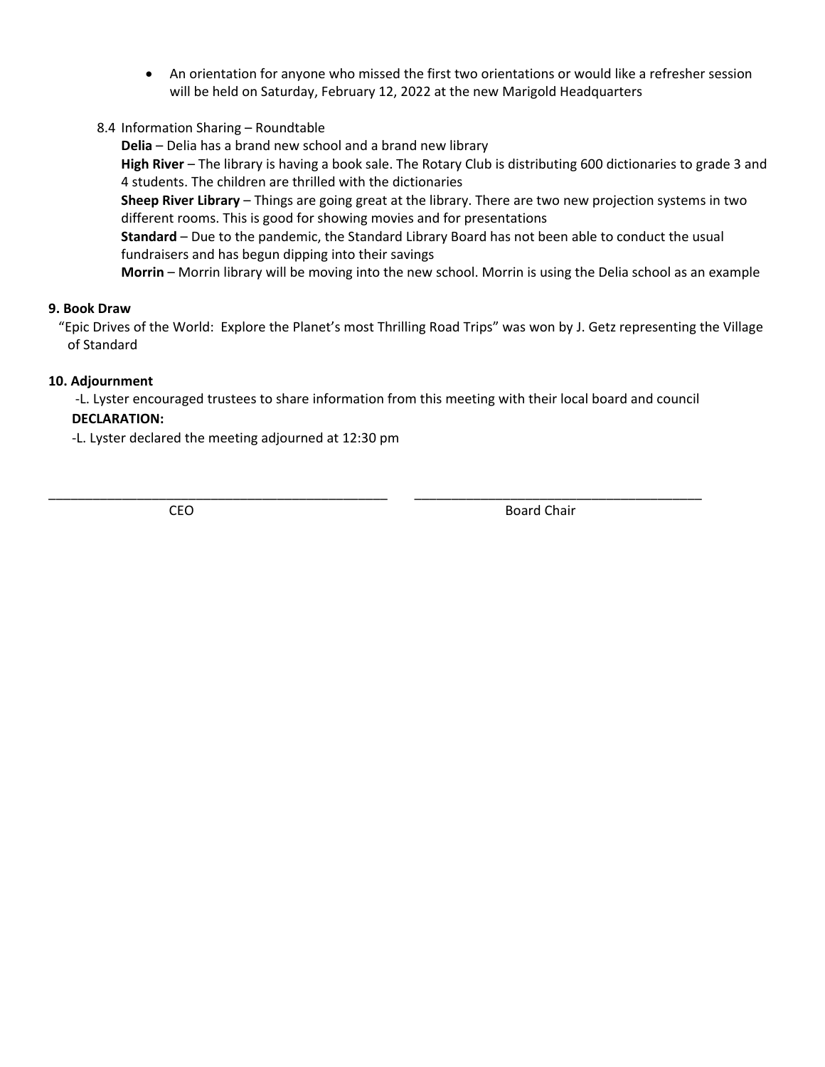- An orientation for anyone who missed the first two orientations or would like a refresher session will be held on Saturday, February 12, 2022 at the new Marigold Headquarters

8.4 Information Sharing – Roundtable

**Delia** – Delia has a brand new school and a brand new library
**High River** – The library is having a book sale. The Rotary Club is distributing 600 dictionaries to grade 3 and 4 students. The children are thrilled with the dictionaries
**Sheep River Library** – Things are going great at the library. There are two new projection systems in two different rooms. This is good for showing movies and for presentations
**Standard** – Due to the pandemic, the Standard Library Board has not been able to conduct the usual fundraisers and has begun dipping into their savings
**Morrin** – Morrin library will be moving into the new school. Morrin is using the Delia school as an example

**9. Book Draw**

"Epic Drives of the World: Explore the Planet's most Thrilling Road Trips" was won by J. Getz representing the Village of Standard

**10. Adjournment**

-L. Lyster encouraged trustees to share information from this meeting with their local board and council

**DECLARATION:**

-L. Lyster declared the meeting adjourned at 12:30 pm

________________________________________________ ________________________________________

CEO Board Chair